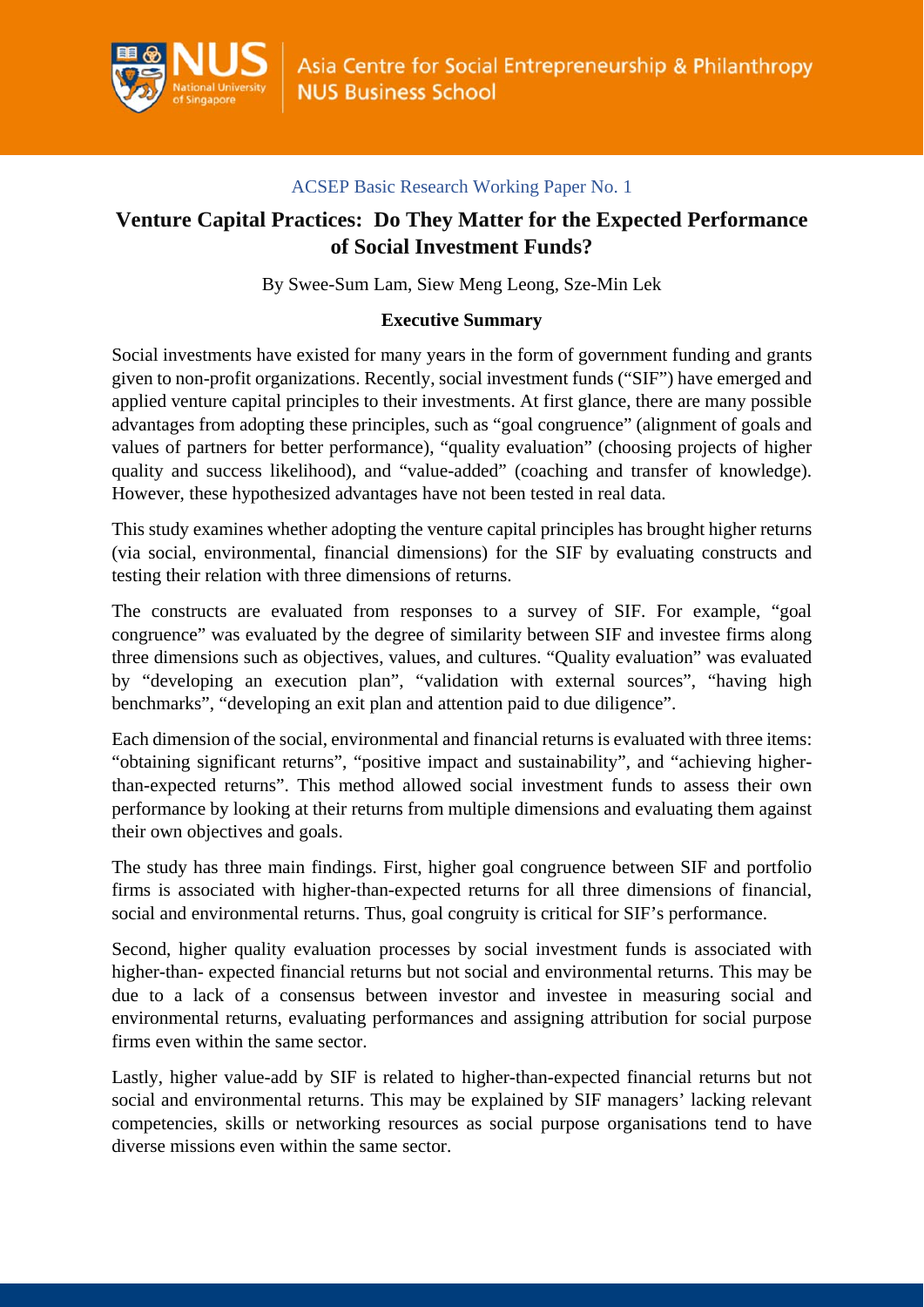ACSEP Basic Research Working Paper No. 1

# Venture Capital Practices: Do They Matter for the Expected Performance of Social Investment Funds?

By Swee-Sum Lam, Siew Meng Leong, Sze-Min Lek

## Executive Summary

Social investments have existed for many years in the form of government funding and grants given to non-profit organizations. Recently, social investment funds ("SIF") have emerged and applied venture capital principles to their investments. At first glance, there are many possible advantages from adopting these principles, such as "goal congruence" (alignment of goals and values of partners for better performance), "quality evaluation" (choosing projects of higher quality and success likelihood), and "value-added" (coaching and transfer of knowledge). However, these hypothesized advantages have not been tested in real data.

This study examines whether adopting the venture capital principles has brought higher returns (via social, environmental, financial dimensions) for the SIF by evaluating constructs and testing their relation with three dimensions of returns.

The constructs are evaluated from responses to a survey of SIF. For example, "goal congruence" was evaluated by the degree of similarity between SIF and investee firms along three dimensions such as objectives, values, and cultures. "Quality evaluation" was evaluated by "developing an execution plan", "validation with external sources", "having high benchmarks", "developing an exit plan and attention paid to due diligence".

Each dimension of the social, environmental and financial returns is evaluated with three items: "obtaining significant returns", "positive impact and sustainability", and "achieving higher-than-expected returns". This method allowed social investment funds to assess their own performance by looking at their returns from multiple dimensions and evaluating them against their own objectives and goals.

The study has three main findings. First, higher goal congruence between SIF and portfolio firms is associated with higher-than-expected returns for all three dimensions of financial, social and environmental returns. Thus, goal congruity is critical for SIF's performance.

Second, higher quality evaluation processes by social investment funds is associated with higher-than- expected financial returns but not social and environmental returns. This may be due to a lack of a consensus between investor and investee in measuring social and environmental returns, evaluating performances and assigning attribution for social purpose firms even within the same sector.

Lastly, higher value-add by SIF is related to higher-than-expected financial returns but not social and environmental returns. This may be explained by SIF managers' lacking relevant competencies, skills or networking resources as social purpose organisations tend to have diverse missions even within the same sector.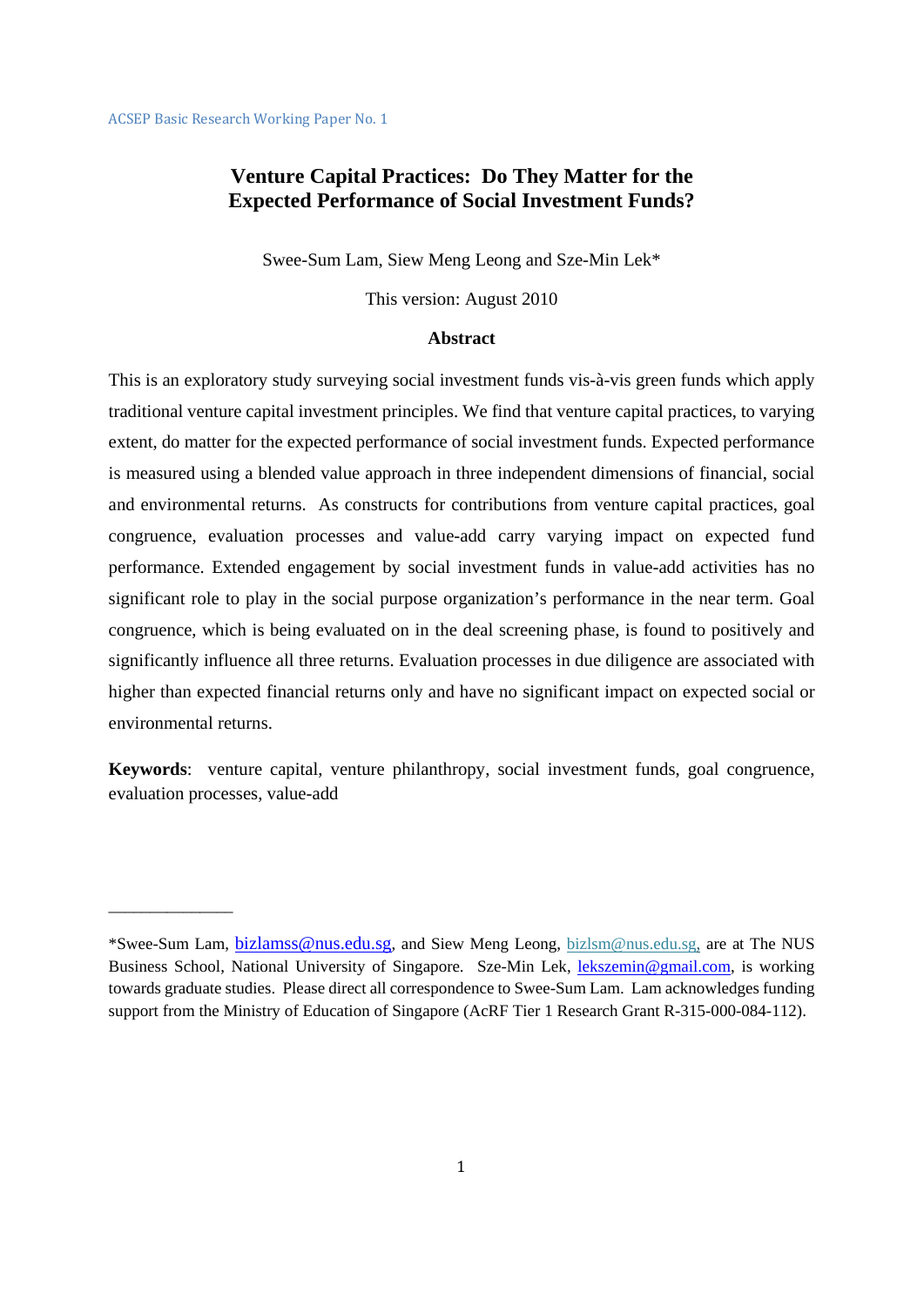ACSEP Basic Research Working Paper No. 1

# Venture Capital Practices: Do They Matter for the Expected Performance of Social Investment Funds?

Swee-Sum Lam, Siew Meng Leong and Sze-Min Lek*

This version: August 2010

### Abstract

This is an exploratory study surveying social investment funds vis-à-vis green funds which apply traditional venture capital investment principles. We find that venture capital practices, to varying extent, do matter for the expected performance of social investment funds. Expected performance is measured using a blended value approach in three independent dimensions of financial, social and environmental returns. As constructs for contributions from venture capital practices, goal congruence, evaluation processes and value-add carry varying impact on expected fund performance. Extended engagement by social investment funds in value-add activities has no significant role to play in the social purpose organization's performance in the near term. Goal congruence, which is being evaluated on in the deal screening phase, is found to positively and significantly influence all three returns. Evaluation processes in due diligence are associated with higher than expected financial returns only and have no significant impact on expected social or environmental returns.

**Keywords**: venture capital, venture philanthropy, social investment funds, goal congruence, evaluation processes, value-add

---

*Swee-Sum Lam, bizlamss@nus.edu.sg, and Siew Meng Leong, bizlsm@nus.edu.sg, are at The NUS Business School, National University of Singapore. Sze-Min Lek, lekszemin@gmail.com, is working towards graduate studies. Please direct all correspondence to Swee-Sum Lam. Lam acknowledges funding support from the Ministry of Education of Singapore (AcRF Tier 1 Research Grant R-315-000-084-112).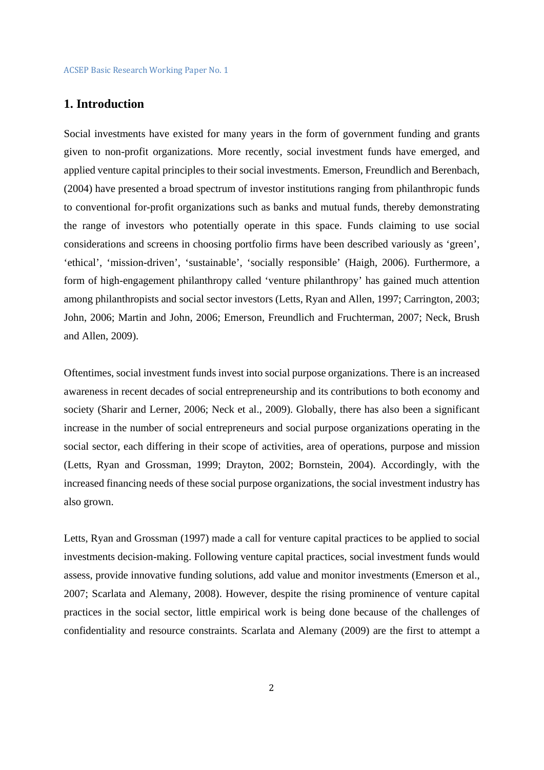## 1. Introduction

Social investments have existed for many years in the form of government funding and grants given to non-profit organizations. More recently, social investment funds have emerged, and applied venture capital principles to their social investments. Emerson, Freundlich and Berenbach, (2004) have presented a broad spectrum of investor institutions ranging from philanthropic funds to conventional for-profit organizations such as banks and mutual funds, thereby demonstrating the range of investors who potentially operate in this space. Funds claiming to use social considerations and screens in choosing portfolio firms have been described variously as 'green', 'ethical', 'mission-driven', 'sustainable', 'socially responsible' (Haigh, 2006). Furthermore, a form of high-engagement philanthropy called 'venture philanthropy' has gained much attention among philanthropists and social sector investors (Letts, Ryan and Allen, 1997; Carrington, 2003; John, 2006; Martin and John, 2006; Emerson, Freundlich and Fruchterman, 2007; Neck, Brush and Allen, 2009).

Oftentimes, social investment funds invest into social purpose organizations. There is an increased awareness in recent decades of social entrepreneurship and its contributions to both economy and society (Sharir and Lerner, 2006; Neck et al., 2009). Globally, there has also been a significant increase in the number of social entrepreneurs and social purpose organizations operating in the social sector, each differing in their scope of activities, area of operations, purpose and mission (Letts, Ryan and Grossman, 1999; Drayton, 2002; Bornstein, 2004). Accordingly, with the increased financing needs of these social purpose organizations, the social investment industry has also grown.

Letts, Ryan and Grossman (1997) made a call for venture capital practices to be applied to social investments decision-making. Following venture capital practices, social investment funds would assess, provide innovative funding solutions, add value and monitor investments (Emerson et al., 2007; Scarlata and Alemany, 2008). However, despite the rising prominence of venture capital practices in the social sector, little empirical work is being done because of the challenges of confidentiality and resource constraints. Scarlata and Alemany (2009) are the first to attempt a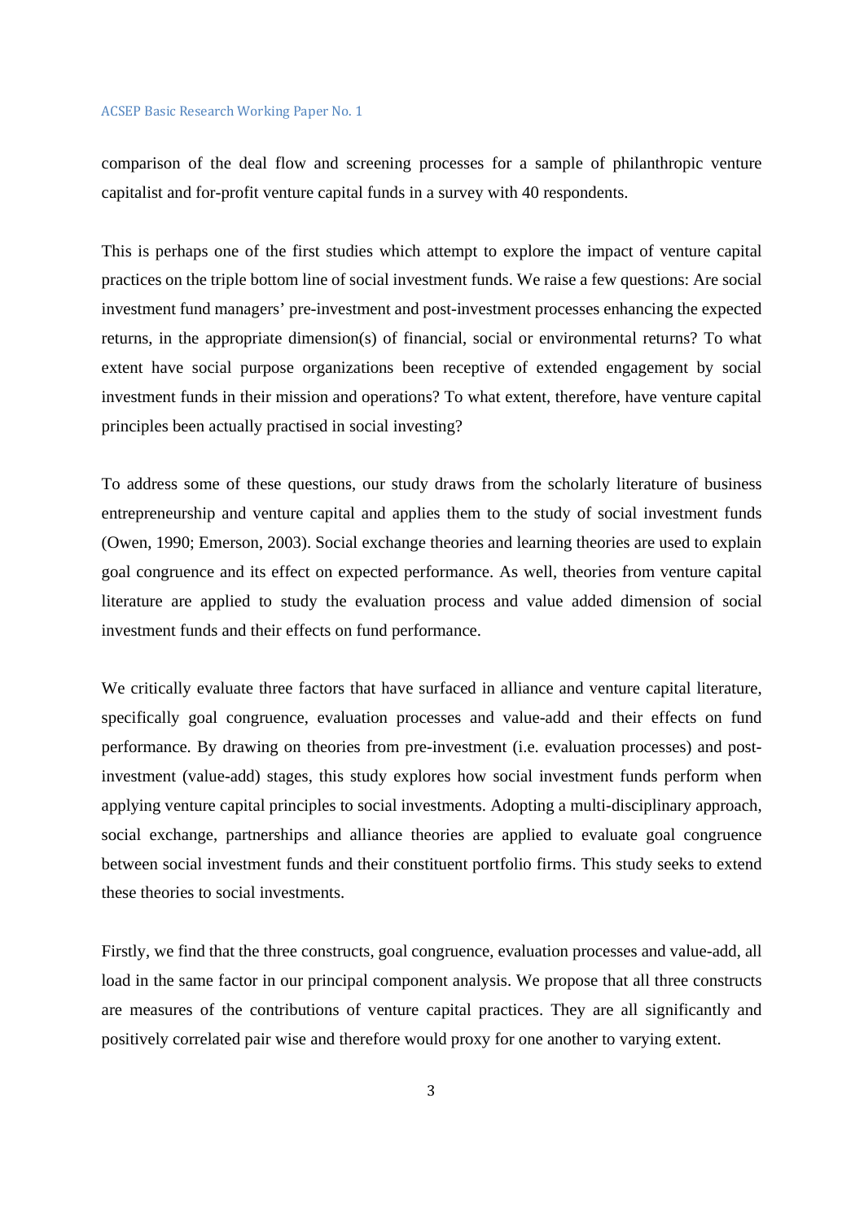comparison of the deal flow and screening processes for a sample of philanthropic venture capitalist and for-profit venture capital funds in a survey with 40 respondents.

This is perhaps one of the first studies which attempt to explore the impact of venture capital practices on the triple bottom line of social investment funds. We raise a few questions: Are social investment fund managers' pre-investment and post-investment processes enhancing the expected returns, in the appropriate dimension(s) of financial, social or environmental returns? To what extent have social purpose organizations been receptive of extended engagement by social investment funds in their mission and operations? To what extent, therefore, have venture capital principles been actually practised in social investing?

To address some of these questions, our study draws from the scholarly literature of business entrepreneurship and venture capital and applies them to the study of social investment funds (Owen, 1990; Emerson, 2003). Social exchange theories and learning theories are used to explain goal congruence and its effect on expected performance. As well, theories from venture capital literature are applied to study the evaluation process and value added dimension of social investment funds and their effects on fund performance.

We critically evaluate three factors that have surfaced in alliance and venture capital literature, specifically goal congruence, evaluation processes and value-add and their effects on fund performance. By drawing on theories from pre-investment (i.e. evaluation processes) and post-investment (value-add) stages, this study explores how social investment funds perform when applying venture capital principles to social investments. Adopting a multi-disciplinary approach, social exchange, partnerships and alliance theories are applied to evaluate goal congruence between social investment funds and their constituent portfolio firms. This study seeks to extend these theories to social investments.

Firstly, we find that the three constructs, goal congruence, evaluation processes and value-add, all load in the same factor in our principal component analysis. We propose that all three constructs are measures of the contributions of venture capital practices. They are all significantly and positively correlated pair wise and therefore would proxy for one another to varying extent.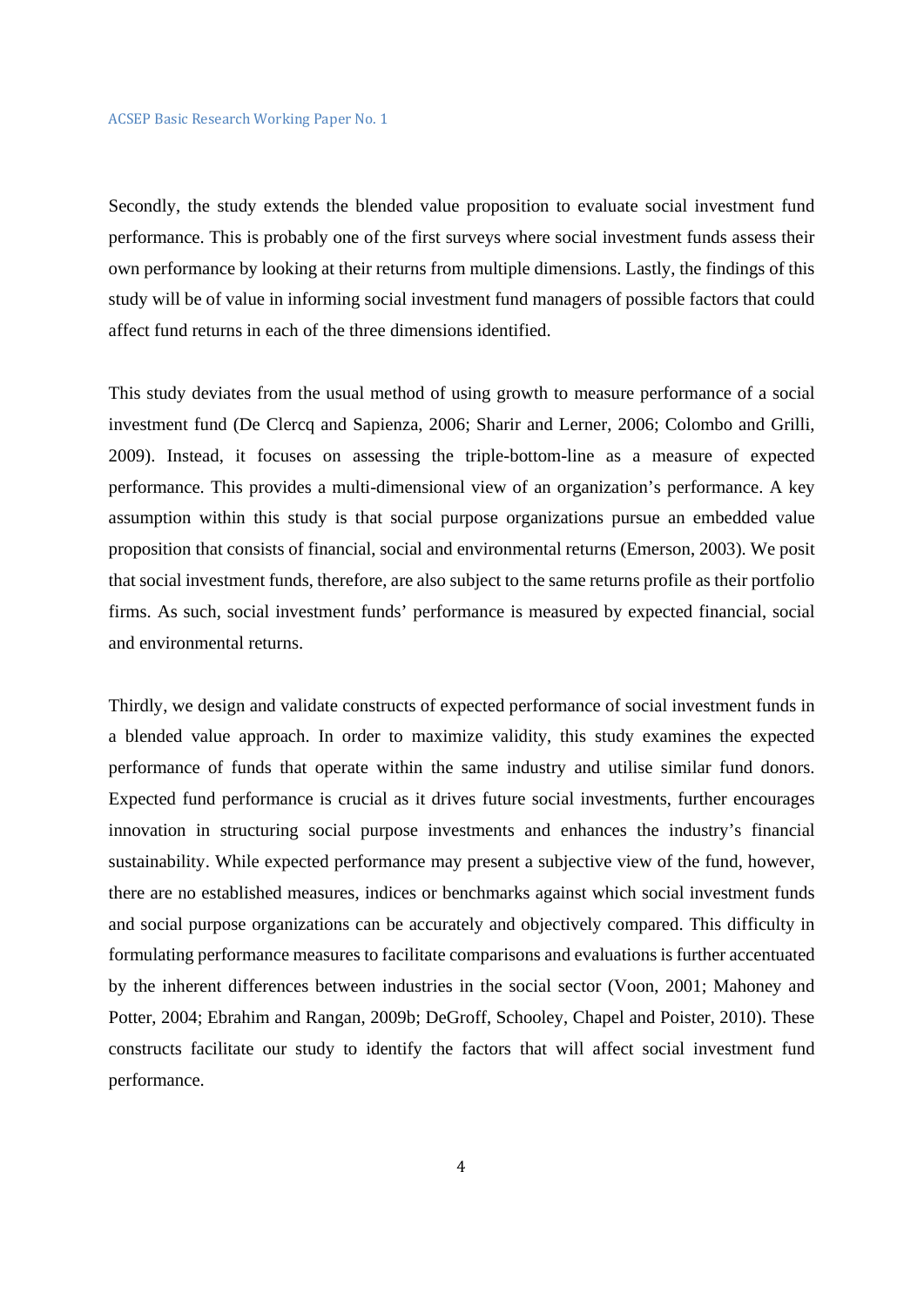Secondly, the study extends the blended value proposition to evaluate social investment fund performance. This is probably one of the first surveys where social investment funds assess their own performance by looking at their returns from multiple dimensions. Lastly, the findings of this study will be of value in informing social investment fund managers of possible factors that could affect fund returns in each of the three dimensions identified.

This study deviates from the usual method of using growth to measure performance of a social investment fund (De Clercq and Sapienza, 2006; Sharir and Lerner, 2006; Colombo and Grilli, 2009). Instead, it focuses on assessing the triple-bottom-line as a measure of expected performance. This provides a multi-dimensional view of an organization's performance. A key assumption within this study is that social purpose organizations pursue an embedded value proposition that consists of financial, social and environmental returns (Emerson, 2003). We posit that social investment funds, therefore, are also subject to the same returns profile as their portfolio firms. As such, social investment funds' performance is measured by expected financial, social and environmental returns.

Thirdly, we design and validate constructs of expected performance of social investment funds in a blended value approach. In order to maximize validity, this study examines the expected performance of funds that operate within the same industry and utilise similar fund donors. Expected fund performance is crucial as it drives future social investments, further encourages innovation in structuring social purpose investments and enhances the industry's financial sustainability. While expected performance may present a subjective view of the fund, however, there are no established measures, indices or benchmarks against which social investment funds and social purpose organizations can be accurately and objectively compared. This difficulty in formulating performance measures to facilitate comparisons and evaluations is further accentuated by the inherent differences between industries in the social sector (Voon, 2001; Mahoney and Potter, 2004; Ebrahim and Rangan, 2009b; DeGroff, Schooley, Chapel and Poister, 2010). These constructs facilitate our study to identify the factors that will affect social investment fund performance.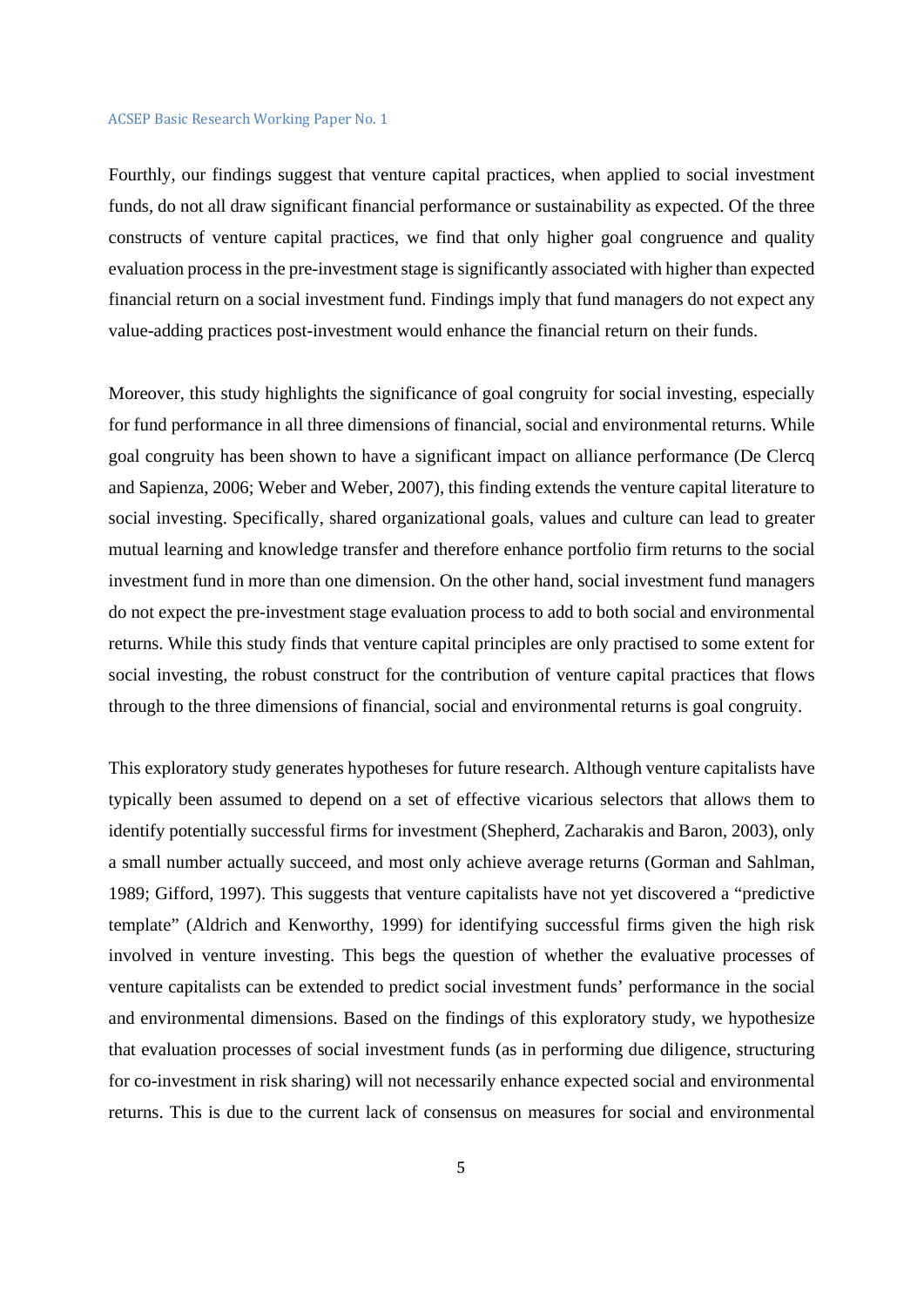Fourthly, our findings suggest that venture capital practices, when applied to social investment funds, do not all draw significant financial performance or sustainability as expected. Of the three constructs of venture capital practices, we find that only higher goal congruence and quality evaluation process in the pre-investment stage is significantly associated with higher than expected financial return on a social investment fund. Findings imply that fund managers do not expect any value-adding practices post-investment would enhance the financial return on their funds.

Moreover, this study highlights the significance of goal congruity for social investing, especially for fund performance in all three dimensions of financial, social and environmental returns. While goal congruity has been shown to have a significant impact on alliance performance (De Clercq and Sapienza, 2006; Weber and Weber, 2007), this finding extends the venture capital literature to social investing. Specifically, shared organizational goals, values and culture can lead to greater mutual learning and knowledge transfer and therefore enhance portfolio firm returns to the social investment fund in more than one dimension. On the other hand, social investment fund managers do not expect the pre-investment stage evaluation process to add to both social and environmental returns. While this study finds that venture capital principles are only practised to some extent for social investing, the robust construct for the contribution of venture capital practices that flows through to the three dimensions of financial, social and environmental returns is goal congruity.

This exploratory study generates hypotheses for future research. Although venture capitalists have typically been assumed to depend on a set of effective vicarious selectors that allows them to identify potentially successful firms for investment (Shepherd, Zacharakis and Baron, 2003), only a small number actually succeed, and most only achieve average returns (Gorman and Sahlman, 1989; Gifford, 1997). This suggests that venture capitalists have not yet discovered a "predictive template" (Aldrich and Kenworthy, 1999) for identifying successful firms given the high risk involved in venture investing. This begs the question of whether the evaluative processes of venture capitalists can be extended to predict social investment funds' performance in the social and environmental dimensions. Based on the findings of this exploratory study, we hypothesize that evaluation processes of social investment funds (as in performing due diligence, structuring for co-investment in risk sharing) will not necessarily enhance expected social and environmental returns. This is due to the current lack of consensus on measures for social and environmental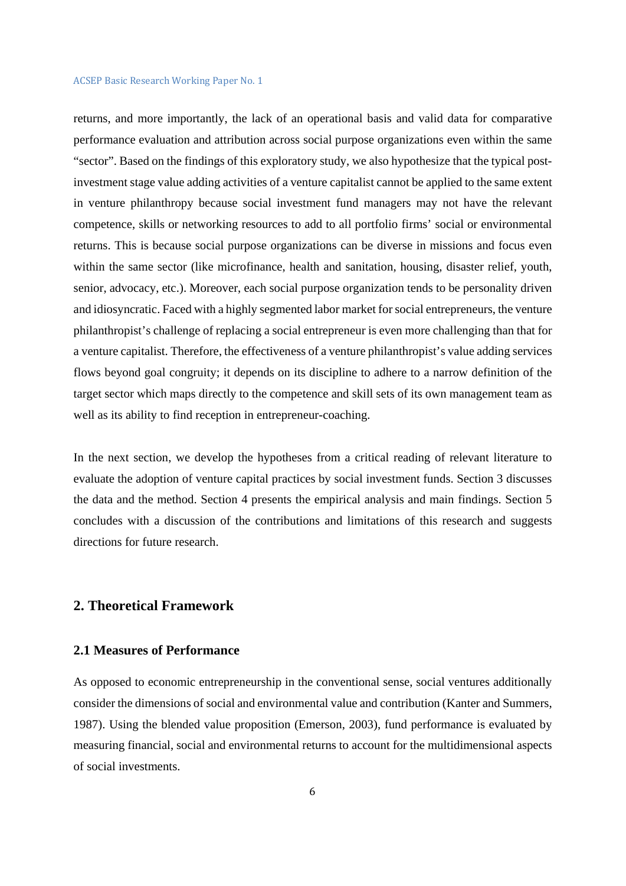returns, and more importantly, the lack of an operational basis and valid data for comparative performance evaluation and attribution across social purpose organizations even within the same "sector". Based on the findings of this exploratory study, we also hypothesize that the typical post-investment stage value adding activities of a venture capitalist cannot be applied to the same extent in venture philanthropy because social investment fund managers may not have the relevant competence, skills or networking resources to add to all portfolio firms' social or environmental returns. This is because social purpose organizations can be diverse in missions and focus even within the same sector (like microfinance, health and sanitation, housing, disaster relief, youth, senior, advocacy, etc.). Moreover, each social purpose organization tends to be personality driven and idiosyncratic. Faced with a highly segmented labor market for social entrepreneurs, the venture philanthropist's challenge of replacing a social entrepreneur is even more challenging than that for a venture capitalist. Therefore, the effectiveness of a venture philanthropist's value adding services flows beyond goal congruity; it depends on its discipline to adhere to a narrow definition of the target sector which maps directly to the competence and skill sets of its own management team as well as its ability to find reception in entrepreneur-coaching.

In the next section, we develop the hypotheses from a critical reading of relevant literature to evaluate the adoption of venture capital practices by social investment funds. Section 3 discusses the data and the method. Section 4 presents the empirical analysis and main findings. Section 5 concludes with a discussion of the contributions and limitations of this research and suggests directions for future research.

## 2. Theoretical Framework

### 2.1 Measures of Performance

As opposed to economic entrepreneurship in the conventional sense, social ventures additionally consider the dimensions of social and environmental value and contribution (Kanter and Summers, 1987). Using the blended value proposition (Emerson, 2003), fund performance is evaluated by measuring financial, social and environmental returns to account for the multidimensional aspects of social investments.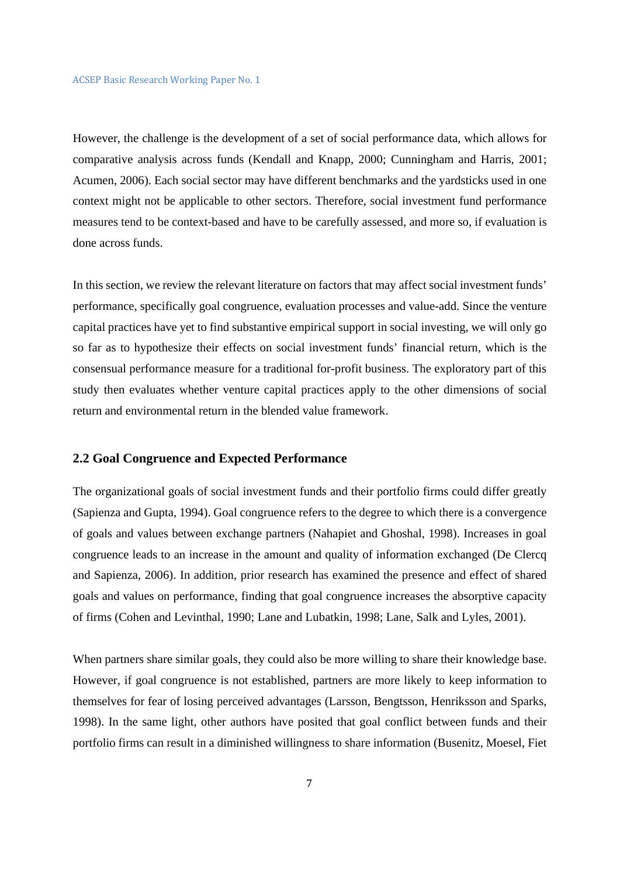However, the challenge is the development of a set of social performance data, which allows for comparative analysis across funds (Kendall and Knapp, 2000; Cunningham and Harris, 2001; Acumen, 2006). Each social sector may have different benchmarks and the yardsticks used in one context might not be applicable to other sectors. Therefore, social investment fund performance measures tend to be context-based and have to be carefully assessed, and more so, if evaluation is done across funds.

In this section, we review the relevant literature on factors that may affect social investment funds' performance, specifically goal congruence, evaluation processes and value-add. Since the venture capital practices have yet to find substantive empirical support in social investing, we will only go so far as to hypothesize their effects on social investment funds' financial return, which is the consensual performance measure for a traditional for-profit business. The exploratory part of this study then evaluates whether venture capital practices apply to the other dimensions of social return and environmental return in the blended value framework.

### 2.2 Goal Congruence and Expected Performance

The organizational goals of social investment funds and their portfolio firms could differ greatly (Sapienza and Gupta, 1994). Goal congruence refers to the degree to which there is a convergence of goals and values between exchange partners (Nahapiet and Ghoshal, 1998). Increases in goal congruence leads to an increase in the amount and quality of information exchanged (De Clercq and Sapienza, 2006). In addition, prior research has examined the presence and effect of shared goals and values on performance, finding that goal congruence increases the absorptive capacity of firms (Cohen and Levinthal, 1990; Lane and Lubatkin, 1998; Lane, Salk and Lyles, 2001).

When partners share similar goals, they could also be more willing to share their knowledge base. However, if goal congruence is not established, partners are more likely to keep information to themselves for fear of losing perceived advantages (Larsson, Bengtsson, Henriksson and Sparks, 1998). In the same light, other authors have posited that goal conflict between funds and their portfolio firms can result in a diminished willingness to share information (Busenitz, Moesel, Fiet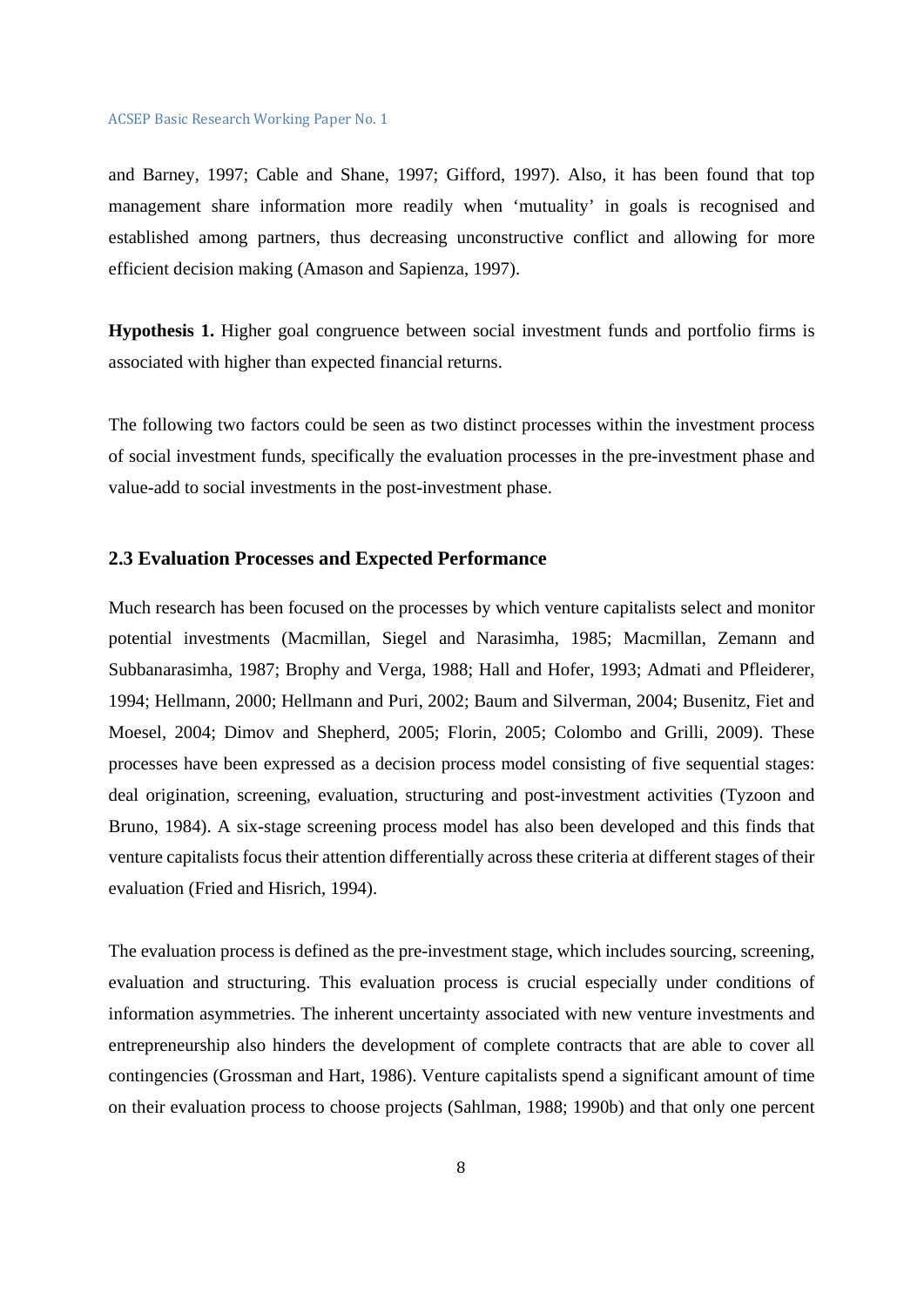and Barney, 1997; Cable and Shane, 1997; Gifford, 1997). Also, it has been found that top management share information more readily when 'mutuality' in goals is recognised and established among partners, thus decreasing unconstructive conflict and allowing for more efficient decision making (Amason and Sapienza, 1997).

**Hypothesis 1.** Higher goal congruence between social investment funds and portfolio firms is associated with higher than expected financial returns.

The following two factors could be seen as two distinct processes within the investment process of social investment funds, specifically the evaluation processes in the pre-investment phase and value-add to social investments in the post-investment phase.

### 2.3 Evaluation Processes and Expected Performance

Much research has been focused on the processes by which venture capitalists select and monitor potential investments (Macmillan, Siegel and Narasimha, 1985; Macmillan, Zemann and Subbanarasimha, 1987; Brophy and Verga, 1988; Hall and Hofer, 1993; Admati and Pfleiderer, 1994; Hellmann, 2000; Hellmann and Puri, 2002; Baum and Silverman, 2004; Busenitz, Fiet and Moesel, 2004; Dimov and Shepherd, 2005; Florin, 2005; Colombo and Grilli, 2009). These processes have been expressed as a decision process model consisting of five sequential stages: deal origination, screening, evaluation, structuring and post-investment activities (Tyzoon and Bruno, 1984). A six-stage screening process model has also been developed and this finds that venture capitalists focus their attention differentially across these criteria at different stages of their evaluation (Fried and Hisrich, 1994).

The evaluation process is defined as the pre-investment stage, which includes sourcing, screening, evaluation and structuring. This evaluation process is crucial especially under conditions of information asymmetries. The inherent uncertainty associated with new venture investments and entrepreneurship also hinders the development of complete contracts that are able to cover all contingencies (Grossman and Hart, 1986). Venture capitalists spend a significant amount of time on their evaluation process to choose projects (Sahlman, 1988; 1990b) and that only one percent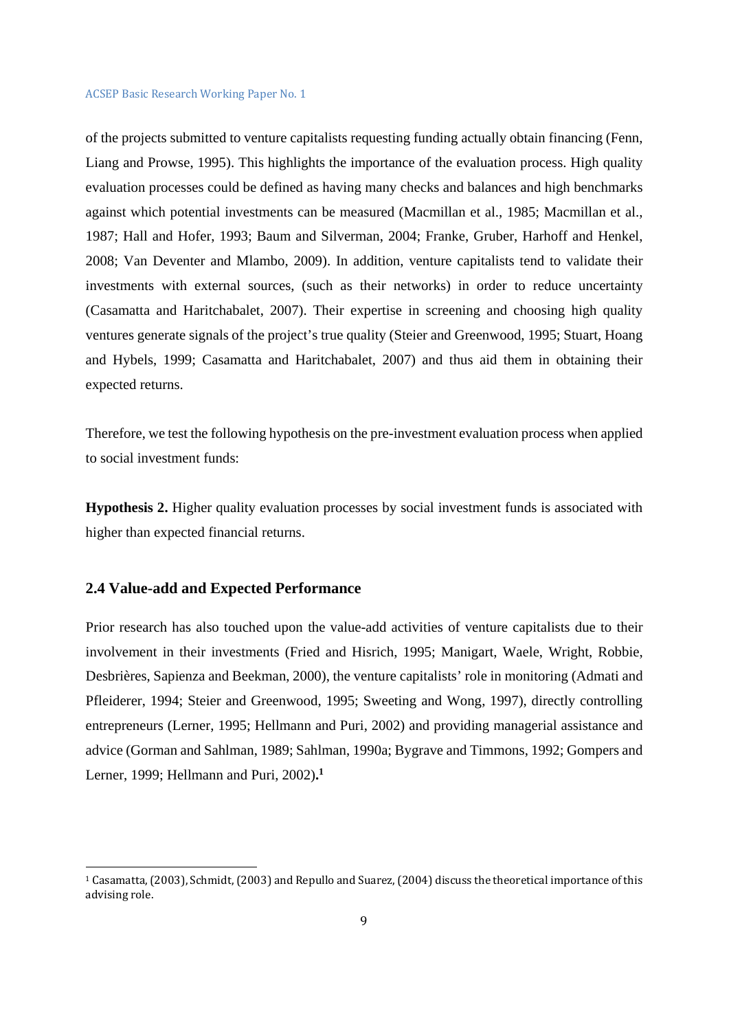of the projects submitted to venture capitalists requesting funding actually obtain financing (Fenn, Liang and Prowse, 1995). This highlights the importance of the evaluation process. High quality evaluation processes could be defined as having many checks and balances and high benchmarks against which potential investments can be measured (Macmillan et al., 1985; Macmillan et al., 1987; Hall and Hofer, 1993; Baum and Silverman, 2004; Franke, Gruber, Harhoff and Henkel, 2008; Van Deventer and Mlambo, 2009). In addition, venture capitalists tend to validate their investments with external sources, (such as their networks) in order to reduce uncertainty (Casamatta and Haritchabalet, 2007). Their expertise in screening and choosing high quality ventures generate signals of the project's true quality (Steier and Greenwood, 1995; Stuart, Hoang and Hybels, 1999; Casamatta and Haritchabalet, 2007) and thus aid them in obtaining their expected returns.

Therefore, we test the following hypothesis on the pre-investment evaluation process when applied to social investment funds:

**Hypothesis 2.** Higher quality evaluation processes by social investment funds is associated with higher than expected financial returns.

### 2.4 Value-add and Expected Performance

Prior research has also touched upon the value-add activities of venture capitalists due to their involvement in their investments (Fried and Hisrich, 1995; Manigart, Waele, Wright, Robbie, Desbrières, Sapienza and Beekman, 2000), the venture capitalists' role in monitoring (Admati and Pfleiderer, 1994; Steier and Greenwood, 1995; Sweeting and Wong, 1997), directly controlling entrepreneurs (Lerner, 1995; Hellmann and Puri, 2002) and providing managerial assistance and advice (Gorman and Sahlman, 1989; Sahlman, 1990a; Bygrave and Timmons, 1992; Gompers and Lerner, 1999; Hellmann and Puri, 2002).[1]

[1] Casamatta, (2003), Schmidt, (2003) and Repullo and Suarez, (2004) discuss the theoretical importance of this advising role.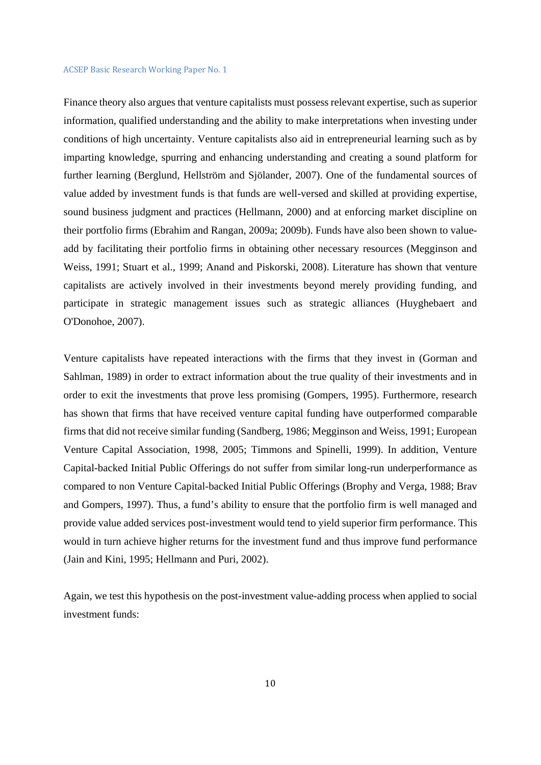Finance theory also argues that venture capitalists must possess relevant expertise, such as superior information, qualified understanding and the ability to make interpretations when investing under conditions of high uncertainty. Venture capitalists also aid in entrepreneurial learning such as by imparting knowledge, spurring and enhancing understanding and creating a sound platform for further learning (Berglund, Hellström and Sjölander, 2007). One of the fundamental sources of value added by investment funds is that funds are well-versed and skilled at providing expertise, sound business judgment and practices (Hellmann, 2000) and at enforcing market discipline on their portfolio firms (Ebrahim and Rangan, 2009a; 2009b). Funds have also been shown to value-add by facilitating their portfolio firms in obtaining other necessary resources (Megginson and Weiss, 1991; Stuart et al., 1999; Anand and Piskorski, 2008). Literature has shown that venture capitalists are actively involved in their investments beyond merely providing funding, and participate in strategic management issues such as strategic alliances (Huyghebaert and O'Donohoe, 2007).

Venture capitalists have repeated interactions with the firms that they invest in (Gorman and Sahlman, 1989) in order to extract information about the true quality of their investments and in order to exit the investments that prove less promising (Gompers, 1995). Furthermore, research has shown that firms that have received venture capital funding have outperformed comparable firms that did not receive similar funding (Sandberg, 1986; Megginson and Weiss, 1991; European Venture Capital Association, 1998, 2005; Timmons and Spinelli, 1999). In addition, Venture Capital-backed Initial Public Offerings do not suffer from similar long-run underperformance as compared to non Venture Capital-backed Initial Public Offerings (Brophy and Verga, 1988; Brav and Gompers, 1997). Thus, a fund's ability to ensure that the portfolio firm is well managed and provide value added services post-investment would tend to yield superior firm performance. This would in turn achieve higher returns for the investment fund and thus improve fund performance (Jain and Kini, 1995; Hellmann and Puri, 2002).

Again, we test this hypothesis on the post-investment value-adding process when applied to social investment funds: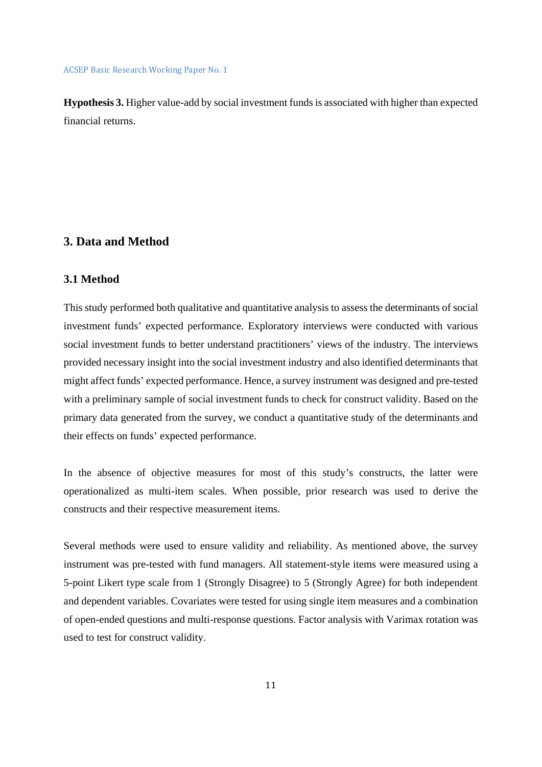**Hypothesis 3.** Higher value-add by social investment funds is associated with higher than expected financial returns.

## 3. Data and Method

### 3.1 Method

This study performed both qualitative and quantitative analysis to assess the determinants of social investment funds' expected performance. Exploratory interviews were conducted with various social investment funds to better understand practitioners' views of the industry. The interviews provided necessary insight into the social investment industry and also identified determinants that might affect funds' expected performance. Hence, a survey instrument was designed and pre-tested with a preliminary sample of social investment funds to check for construct validity. Based on the primary data generated from the survey, we conduct a quantitative study of the determinants and their effects on funds' expected performance.

In the absence of objective measures for most of this study's constructs, the latter were operationalized as multi-item scales. When possible, prior research was used to derive the constructs and their respective measurement items.

Several methods were used to ensure validity and reliability. As mentioned above, the survey instrument was pre-tested with fund managers. All statement-style items were measured using a 5-point Likert type scale from 1 (Strongly Disagree) to 5 (Strongly Agree) for both independent and dependent variables. Covariates were tested for using single item measures and a combination of open-ended questions and multi-response questions. Factor analysis with Varimax rotation was used to test for construct validity.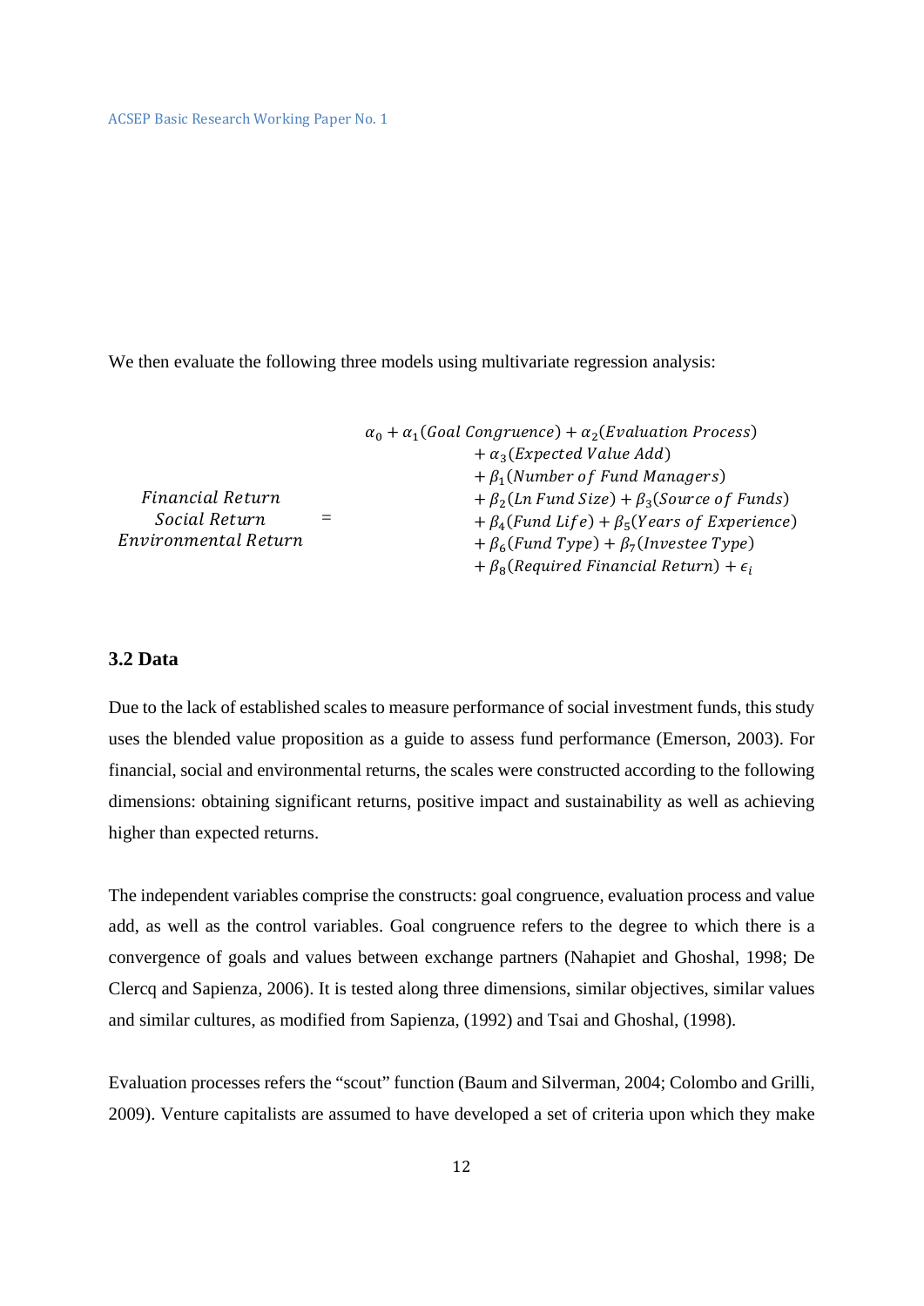We then evaluate the following three models using multivariate regression analysis:

$$
\begin{array}{c} Financial\ Return \\ Social\ Return \\ Environmental\ Return \end{array} = \begin{array}{l} \alpha_0 + \alpha_1(Goal\ Congruence) + \alpha_2(Evaluation\ Process) \\ \quad + \alpha_3(Expected\ Value\ Add) \\ \quad + \beta_1(Number\ of\ Fund\ Managers) \\ \quad + \beta_2(Ln\ Fund\ Size) + \beta_3(Source\ of\ Funds) \\ \quad + \beta_4(Fund\ Life) + \beta_5(Years\ of\ Experience) \\ \quad + \beta_6(Fund\ Type) + \beta_7(Investee\ Type) \\ \quad + \beta_8(Required\ Financial\ Return) + \epsilon_i \end{array}
$$

### 3.2 Data

Due to the lack of established scales to measure performance of social investment funds, this study uses the blended value proposition as a guide to assess fund performance (Emerson, 2003). For financial, social and environmental returns, the scales were constructed according to the following dimensions: obtaining significant returns, positive impact and sustainability as well as achieving higher than expected returns.

The independent variables comprise the constructs: goal congruence, evaluation process and value add, as well as the control variables. Goal congruence refers to the degree to which there is a convergence of goals and values between exchange partners (Nahapiet and Ghoshal, 1998; De Clercq and Sapienza, 2006). It is tested along three dimensions, similar objectives, similar values and similar cultures, as modified from Sapienza, (1992) and Tsai and Ghoshal, (1998).

Evaluation processes refers the "scout" function (Baum and Silverman, 2004; Colombo and Grilli, 2009). Venture capitalists are assumed to have developed a set of criteria upon which they make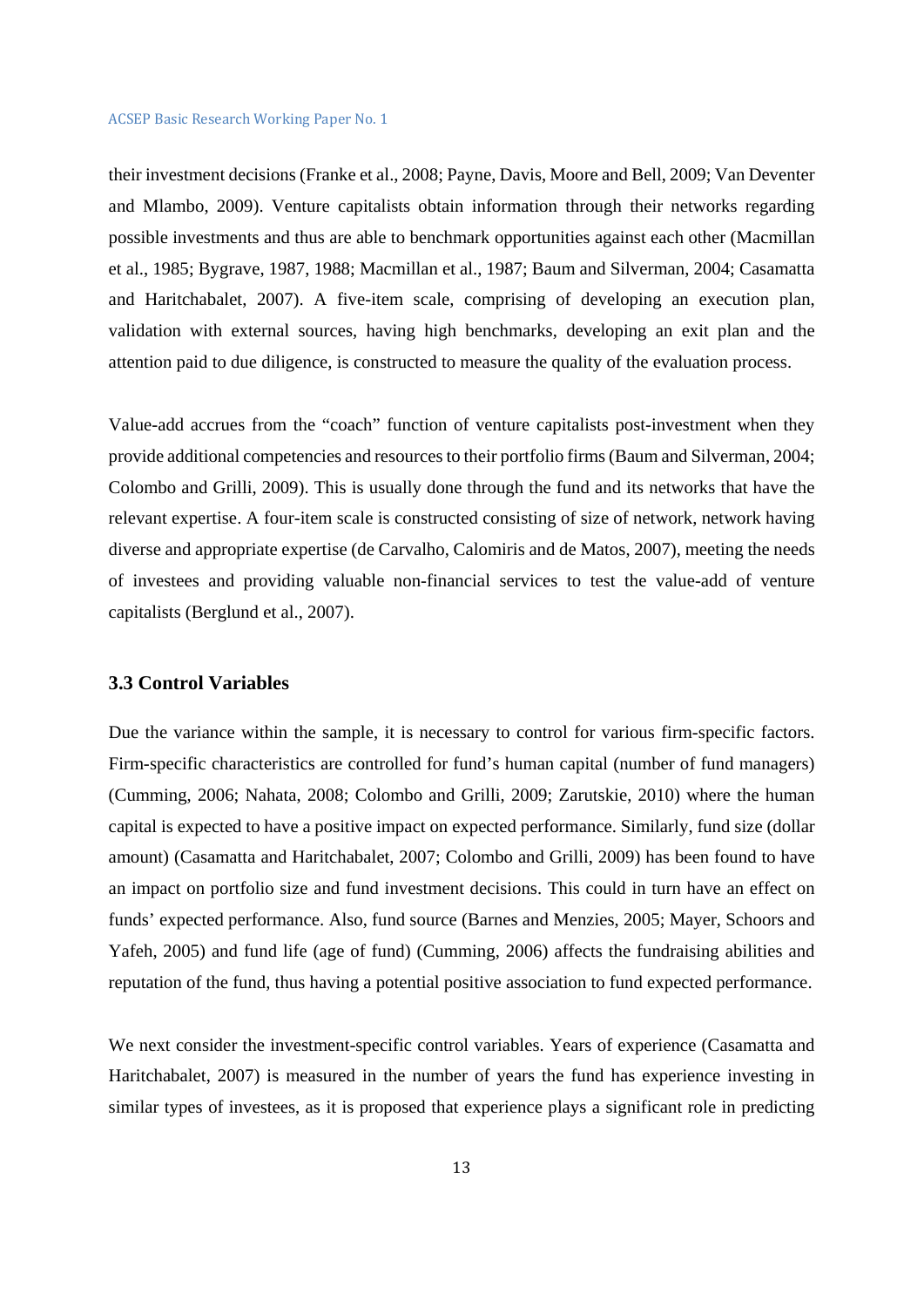their investment decisions (Franke et al., 2008; Payne, Davis, Moore and Bell, 2009; Van Deventer and Mlambo, 2009). Venture capitalists obtain information through their networks regarding possible investments and thus are able to benchmark opportunities against each other (Macmillan et al., 1985; Bygrave, 1987, 1988; Macmillan et al., 1987; Baum and Silverman, 2004; Casamatta and Haritchabalet, 2007). A five-item scale, comprising of developing an execution plan, validation with external sources, having high benchmarks, developing an exit plan and the attention paid to due diligence, is constructed to measure the quality of the evaluation process.

Value-add accrues from the "coach" function of venture capitalists post-investment when they provide additional competencies and resources to their portfolio firms (Baum and Silverman, 2004; Colombo and Grilli, 2009). This is usually done through the fund and its networks that have the relevant expertise. A four-item scale is constructed consisting of size of network, network having diverse and appropriate expertise (de Carvalho, Calomiris and de Matos, 2007), meeting the needs of investees and providing valuable non-financial services to test the value-add of venture capitalists (Berglund et al., 2007).

### 3.3 Control Variables

Due the variance within the sample, it is necessary to control for various firm-specific factors. Firm-specific characteristics are controlled for fund's human capital (number of fund managers) (Cumming, 2006; Nahata, 2008; Colombo and Grilli, 2009; Zarutskie, 2010) where the human capital is expected to have a positive impact on expected performance. Similarly, fund size (dollar amount) (Casamatta and Haritchabalet, 2007; Colombo and Grilli, 2009) has been found to have an impact on portfolio size and fund investment decisions. This could in turn have an effect on funds' expected performance. Also, fund source (Barnes and Menzies, 2005; Mayer, Schoors and Yafeh, 2005) and fund life (age of fund) (Cumming, 2006) affects the fundraising abilities and reputation of the fund, thus having a potential positive association to fund expected performance.

We next consider the investment-specific control variables. Years of experience (Casamatta and Haritchabalet, 2007) is measured in the number of years the fund has experience investing in similar types of investees, as it is proposed that experience plays a significant role in predicting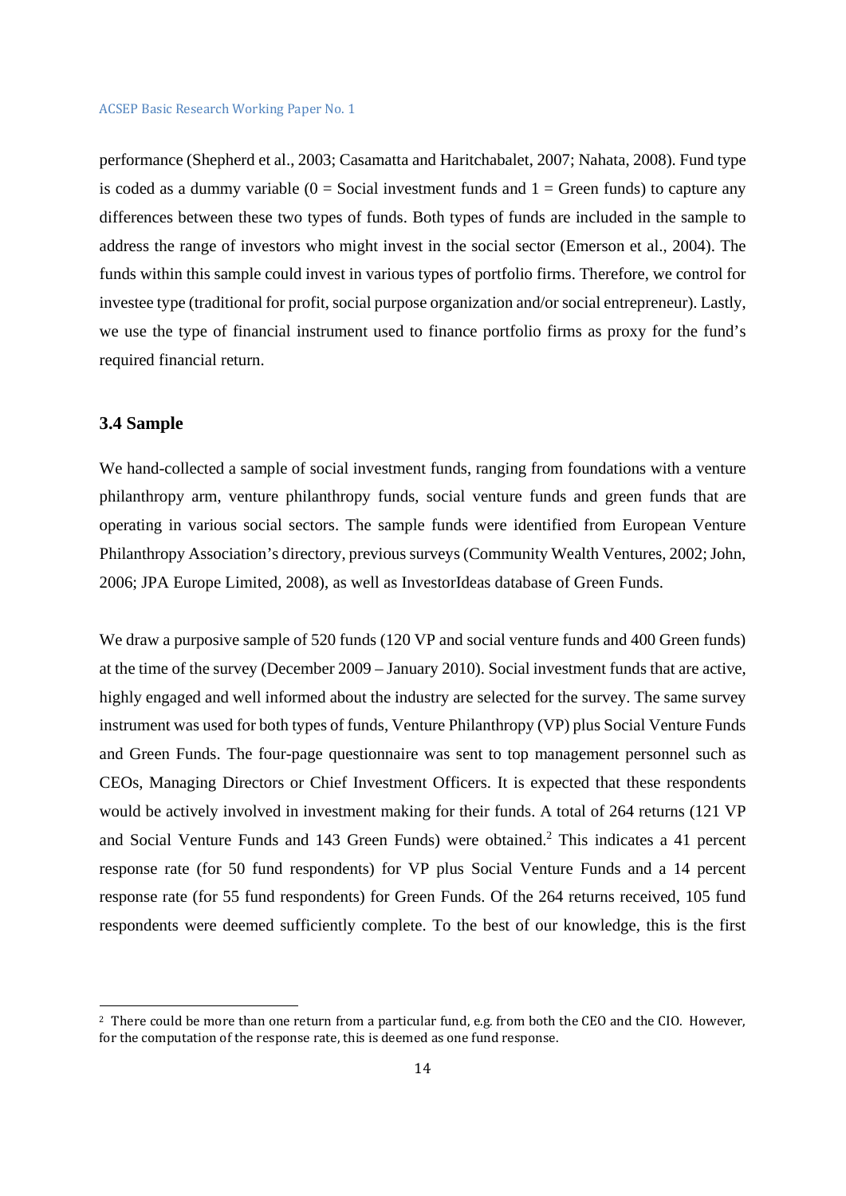performance (Shepherd et al., 2003; Casamatta and Haritchabalet, 2007; Nahata, 2008). Fund type is coded as a dummy variable (0 = Social investment funds and 1 = Green funds) to capture any differences between these two types of funds. Both types of funds are included in the sample to address the range of investors who might invest in the social sector (Emerson et al., 2004). The funds within this sample could invest in various types of portfolio firms. Therefore, we control for investee type (traditional for profit, social purpose organization and/or social entrepreneur). Lastly, we use the type of financial instrument used to finance portfolio firms as proxy for the fund's required financial return.

### 3.4 Sample

We hand-collected a sample of social investment funds, ranging from foundations with a venture philanthropy arm, venture philanthropy funds, social venture funds and green funds that are operating in various social sectors. The sample funds were identified from European Venture Philanthropy Association's directory, previous surveys (Community Wealth Ventures, 2002; John, 2006; JPA Europe Limited, 2008), as well as InvestorIdeas database of Green Funds.

We draw a purposive sample of 520 funds (120 VP and social venture funds and 400 Green funds) at the time of the survey (December 2009 – January 2010). Social investment funds that are active, highly engaged and well informed about the industry are selected for the survey. The same survey instrument was used for both types of funds, Venture Philanthropy (VP) plus Social Venture Funds and Green Funds. The four-page questionnaire was sent to top management personnel such as CEOs, Managing Directors or Chief Investment Officers. It is expected that these respondents would be actively involved in investment making for their funds. A total of 264 returns (121 VP and Social Venture Funds and 143 Green Funds) were obtained.[2] This indicates a 41 percent response rate (for 50 fund respondents) for VP plus Social Venture Funds and a 14 percent response rate (for 55 fund respondents) for Green Funds. Of the 264 returns received, 105 fund respondents were deemed sufficiently complete. To the best of our knowledge, this is the first

[2] There could be more than one return from a particular fund, e.g. from both the CEO and the CIO. However, for the computation of the response rate, this is deemed as one fund response.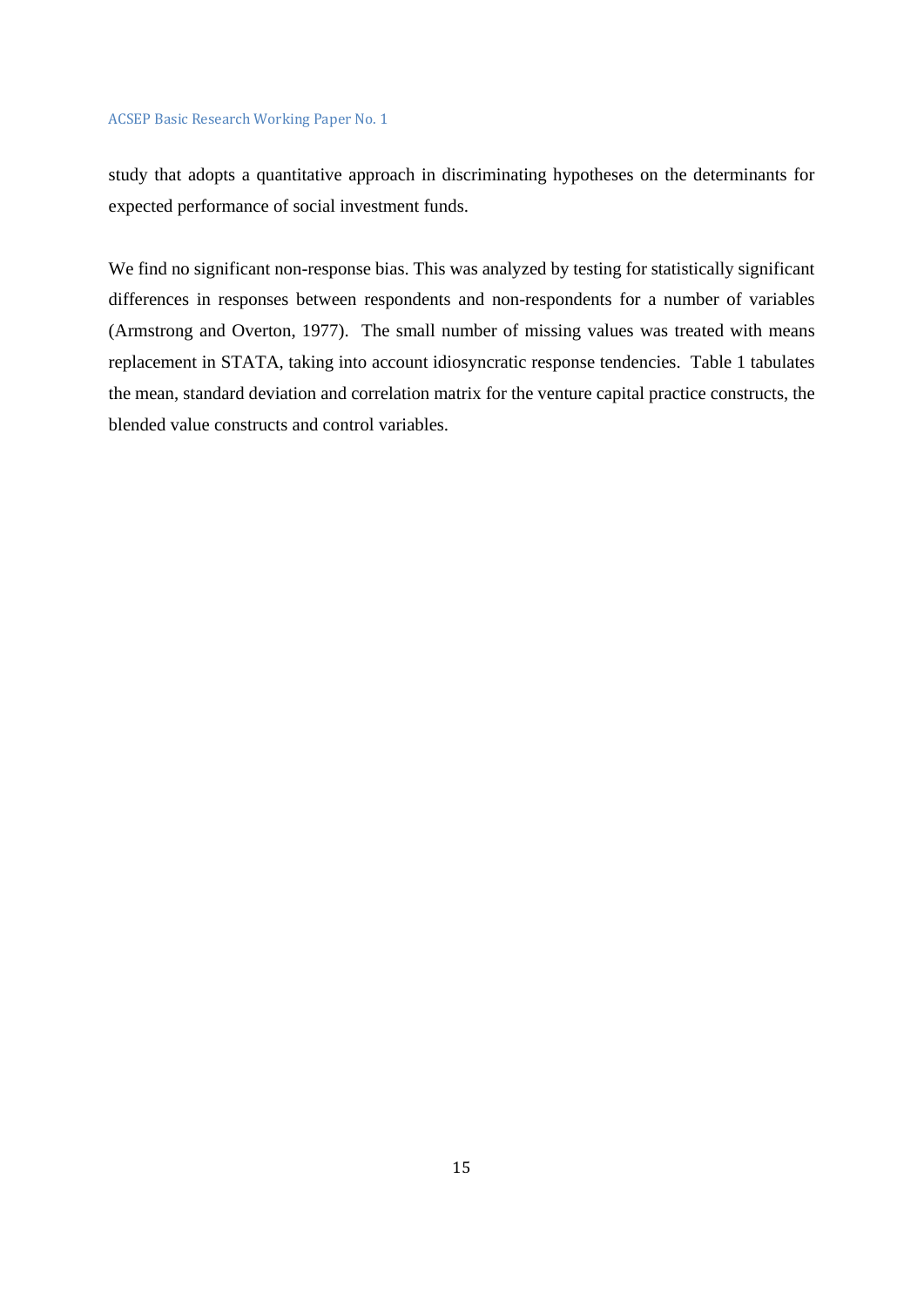study that adopts a quantitative approach in discriminating hypotheses on the determinants for expected performance of social investment funds.

We find no significant non-response bias. This was analyzed by testing for statistically significant differences in responses between respondents and non-respondents for a number of variables (Armstrong and Overton, 1977). The small number of missing values was treated with means replacement in STATA, taking into account idiosyncratic response tendencies. Table 1 tabulates the mean, standard deviation and correlation matrix for the venture capital practice constructs, the blended value constructs and control variables.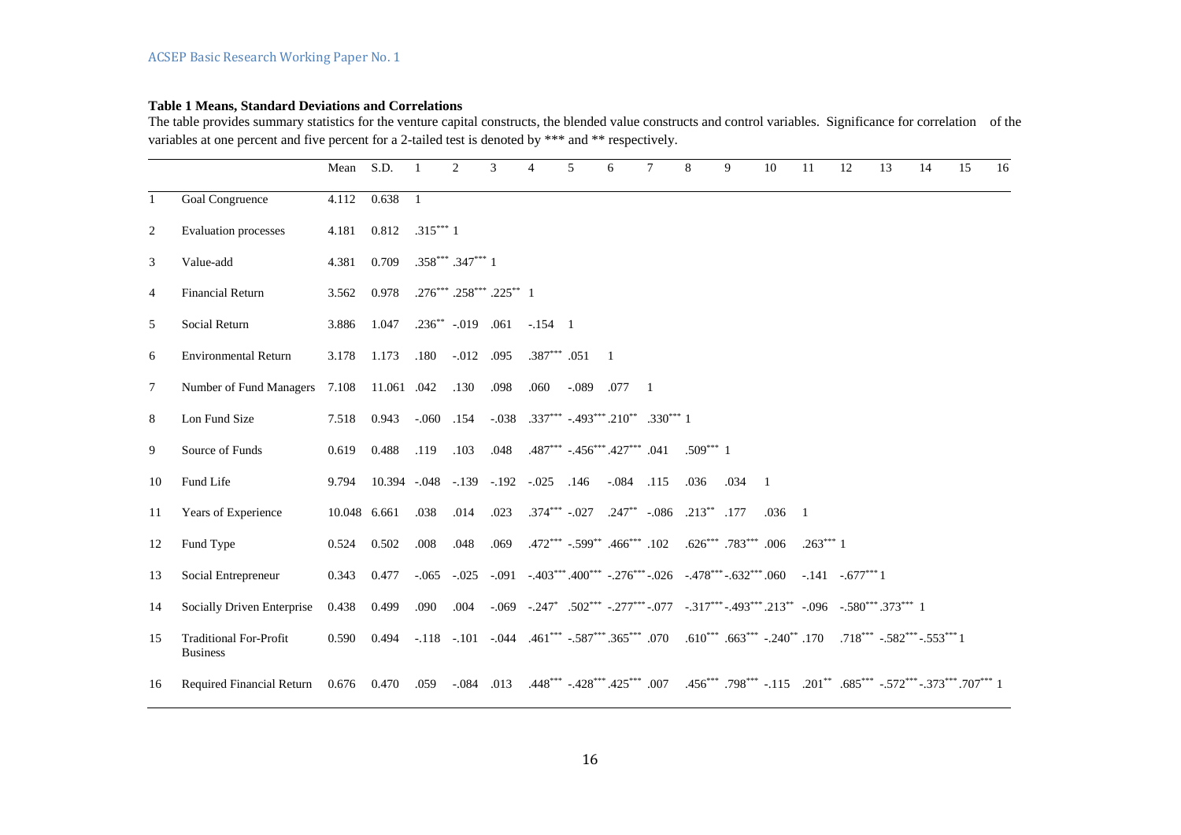**Table 1 Means, Standard Deviations and Correlations**

The table provides summary statistics for the venture capital constructs, the blended value constructs and control variables. Significance for correlation of the variables at one percent and five percent for a 2-tailed test is denoted by *** and ** respectively.

| | | Mean | S.D. | 1 | 2 | 3 | 4 | 5 | 6 | 7 | 8 | 9 | 10 | 11 | 12 | 13 | 14 | 15 | 16 |
|---|---|---|---|---|---|---|---|---|---|---|---|---|---|---|---|---|---|---|---|
| 1 | Goal Congruence | 4.112 | 0.638 | 1 | | | | | | | | | | | | | | | |
| 2 | Evaluation processes | 4.181 | 0.812 | .315*** | 1 | | | | | | | | | | | | | | |
| 3 | Value-add | 4.381 | 0.709 | .358*** | .347*** | 1 | | | | | | | | | | | | | |
| 4 | Financial Return | 3.562 | 0.978 | .276*** | .258*** | .225** | 1 | | | | | | | | | | | | |
| 5 | Social Return | 3.886 | 1.047 | .236** | -.019 | .061 | -.154 | 1 | | | | | | | | | | | |
| 6 | Environmental Return | 3.178 | 1.173 | .180 | -.012 | .095 | .387*** | .051 | 1 | | | | | | | | | | |
| 7 | Number of Fund Managers | 7.108 | 11.061 | .042 | .130 | .098 | .060 | -.089 | .077 | 1 | | | | | | | | | |
| 8 | Lon Fund Size | 7.518 | 0.943 | -.060 | .154 | -.038 | .337*** | -.493*** | .210** | .330*** | 1 | | | | | | | | |
| 9 | Source of Funds | 0.619 | 0.488 | .119 | .103 | .048 | .487*** | -.456*** | .427*** | .041 | .509*** | 1 | | | | | | | |
| 10 | Fund Life | 9.794 | 10.394 | -.048 | -.139 | -.192 | -.025 | .146 | -.084 | .115 | .036 | .034 | 1 | | | | | | |
| 11 | Years of Experience | 10.048 | 6.661 | .038 | .014 | .023 | .374*** | -.027 | .247** | -.086 | .213** | .177 | .036 | 1 | | | | | |
| 12 | Fund Type | 0.524 | 0.502 | .008 | .048 | .069 | .472*** | -.599** | .466*** | .102 | .626*** | .783*** | .006 | .263*** | 1 | | | | |
| 13 | Social Entrepreneur | 0.343 | 0.477 | -.065 | -.025 | -.091 | -.403*** | .400*** | -.276*** | -.026 | -.478*** | -.632*** | .060 | -.141 | -.677*** | 1 | | | |
| 14 | Socially Driven Enterprise | 0.438 | 0.499 | .090 | .004 | -.069 | -.247* | .502*** | -.277*** | -.077 | -.317*** | -.493*** | .213** | -.096 | -.580*** | .373*** | 1 | | |
| 15 | Traditional For-Profit Business | 0.590 | 0.494 | -.118 | -.101 | -.044 | .461*** | -.587*** | .365*** | .070 | .610*** | .663*** | -.240** | .170 | .718*** | -.582*** | -.553*** | 1 | |
| 16 | Required Financial Return | 0.676 | 0.470 | .059 | -.084 | .013 | .448*** | -.428*** | .425*** | .007 | .456*** | .798*** | -.115 | .201** | .685*** | -.572*** | -.373*** | .707*** | 1 |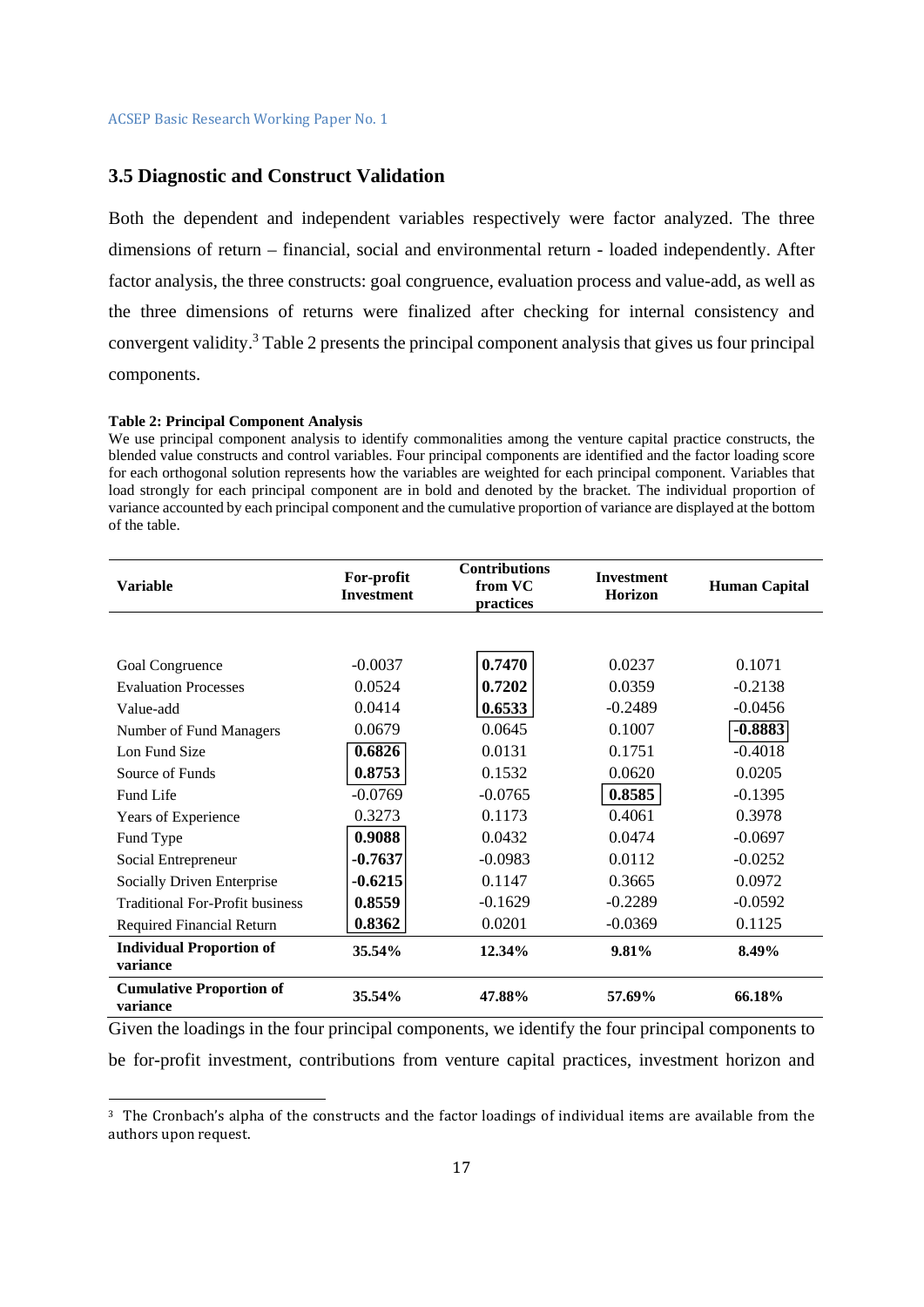### 3.5 Diagnostic and Construct Validation

Both the dependent and independent variables respectively were factor analyzed. The three dimensions of return – financial, social and environmental return - loaded independently. After factor analysis, the three constructs: goal congruence, evaluation process and value-add, as well as the three dimensions of returns were finalized after checking for internal consistency and convergent validity.[3] Table 2 presents the principal component analysis that gives us four principal components.

**Table 2: Principal Component Analysis**

We use principal component analysis to identify commonalities among the venture capital practice constructs, the blended value constructs and control variables. Four principal components are identified and the factor loading score for each orthogonal solution represents how the variables are weighted for each principal component. Variables that load strongly for each principal component are in bold and denoted by the bracket. The individual proportion of variance accounted by each principal component and the cumulative proportion of variance are displayed at the bottom of the table.

| Variable | For-profit Investment | Contributions from VC practices | Investment Horizon | Human Capital |
|---|---|---|---|---|
| Goal Congruence | -0.0037 | **[0.7470]** | 0.0237 | 0.1071 |
| Evaluation Processes | 0.0524 | **[0.7202]** | 0.0359 | -0.2138 |
| Value-add | 0.0414 | **[0.6533]** | -0.2489 | -0.0456 |
| Number of Fund Managers | 0.0679 | 0.0645 | 0.1007 | **[-0.8883]** |
| Lon Fund Size | **[0.6826]** | 0.0131 | 0.1751 | -0.4018 |
| Source of Funds | **[0.8753]** | 0.1532 | 0.0620 | 0.0205 |
| Fund Life | -0.0769 | -0.0765 | **[0.8585]** | -0.1395 |
| Years of Experience | 0.3273 | 0.1173 | 0.4061 | 0.3978 |
| Fund Type | **[0.9088]** | 0.0432 | 0.0474 | -0.0697 |
| Social Entrepreneur | **[-0.7637]** | -0.0983 | 0.0112 | -0.0252 |
| Socially Driven Enterprise | **[-0.6215]** | 0.1147 | 0.3665 | 0.0972 |
| Traditional For-Profit business | **[0.8559]** | -0.1629 | -0.2289 | -0.0592 |
| Required Financial Return | **[0.8362]** | 0.0201 | -0.0369 | 0.1125 |
| **Individual Proportion of variance** | **35.54%** | **12.34%** | **9.81%** | **8.49%** |
| **Cumulative Proportion of variance** | **35.54%** | **47.88%** | **57.69%** | **66.18%** |

Given the loadings in the four principal components, we identify the four principal components to be for-profit investment, contributions from venture capital practices, investment horizon and

[3] The Cronbach's alpha of the constructs and the factor loadings of individual items are available from the authors upon request.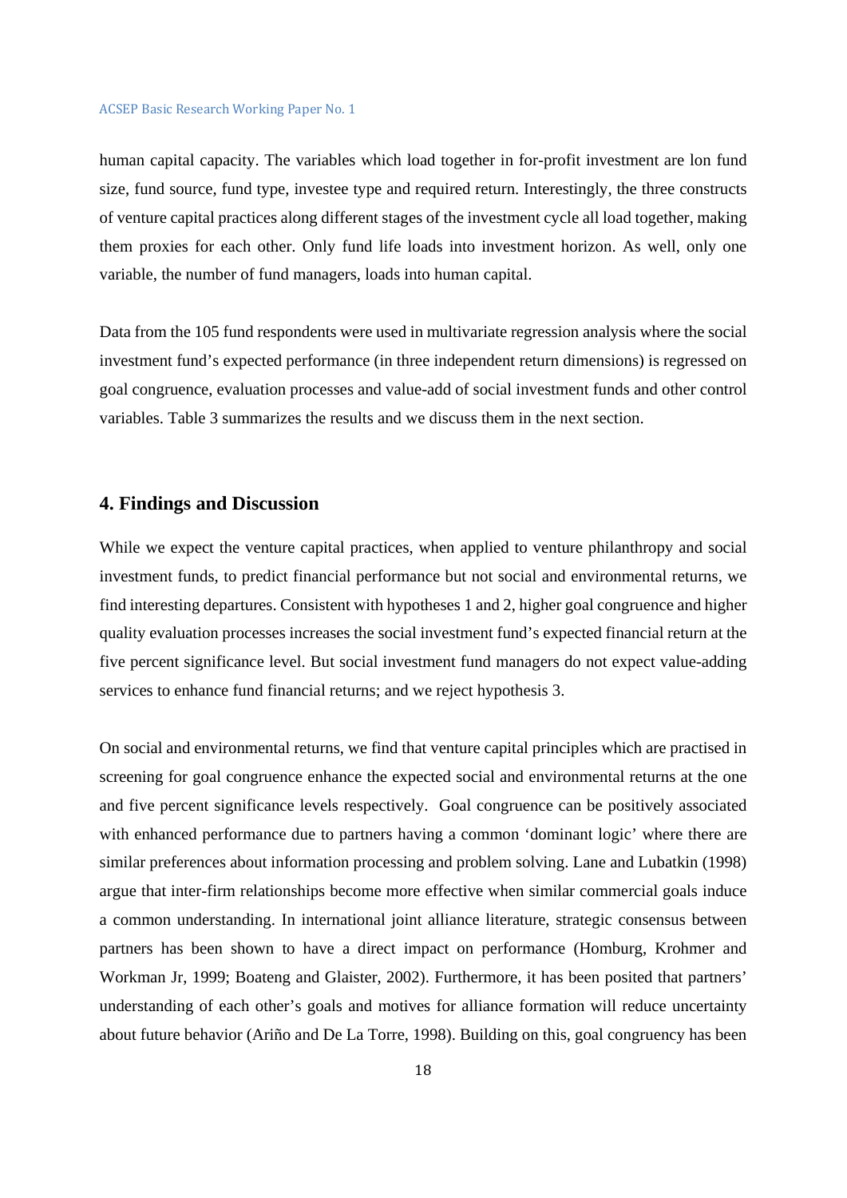human capital capacity. The variables which load together in for-profit investment are lon fund size, fund source, fund type, investee type and required return. Interestingly, the three constructs of venture capital practices along different stages of the investment cycle all load together, making them proxies for each other. Only fund life loads into investment horizon. As well, only one variable, the number of fund managers, loads into human capital.

Data from the 105 fund respondents were used in multivariate regression analysis where the social investment fund's expected performance (in three independent return dimensions) is regressed on goal congruence, evaluation processes and value-add of social investment funds and other control variables. Table 3 summarizes the results and we discuss them in the next section.

## 4. Findings and Discussion

While we expect the venture capital practices, when applied to venture philanthropy and social investment funds, to predict financial performance but not social and environmental returns, we find interesting departures. Consistent with hypotheses 1 and 2, higher goal congruence and higher quality evaluation processes increases the social investment fund's expected financial return at the five percent significance level. But social investment fund managers do not expect value-adding services to enhance fund financial returns; and we reject hypothesis 3.

On social and environmental returns, we find that venture capital principles which are practised in screening for goal congruence enhance the expected social and environmental returns at the one and five percent significance levels respectively. Goal congruence can be positively associated with enhanced performance due to partners having a common 'dominant logic' where there are similar preferences about information processing and problem solving. Lane and Lubatkin (1998) argue that inter-firm relationships become more effective when similar commercial goals induce a common understanding. In international joint alliance literature, strategic consensus between partners has been shown to have a direct impact on performance (Homburg, Krohmer and Workman Jr, 1999; Boateng and Glaister, 2002). Furthermore, it has been posited that partners' understanding of each other's goals and motives for alliance formation will reduce uncertainty about future behavior (Ariño and De La Torre, 1998). Building on this, goal congruency has been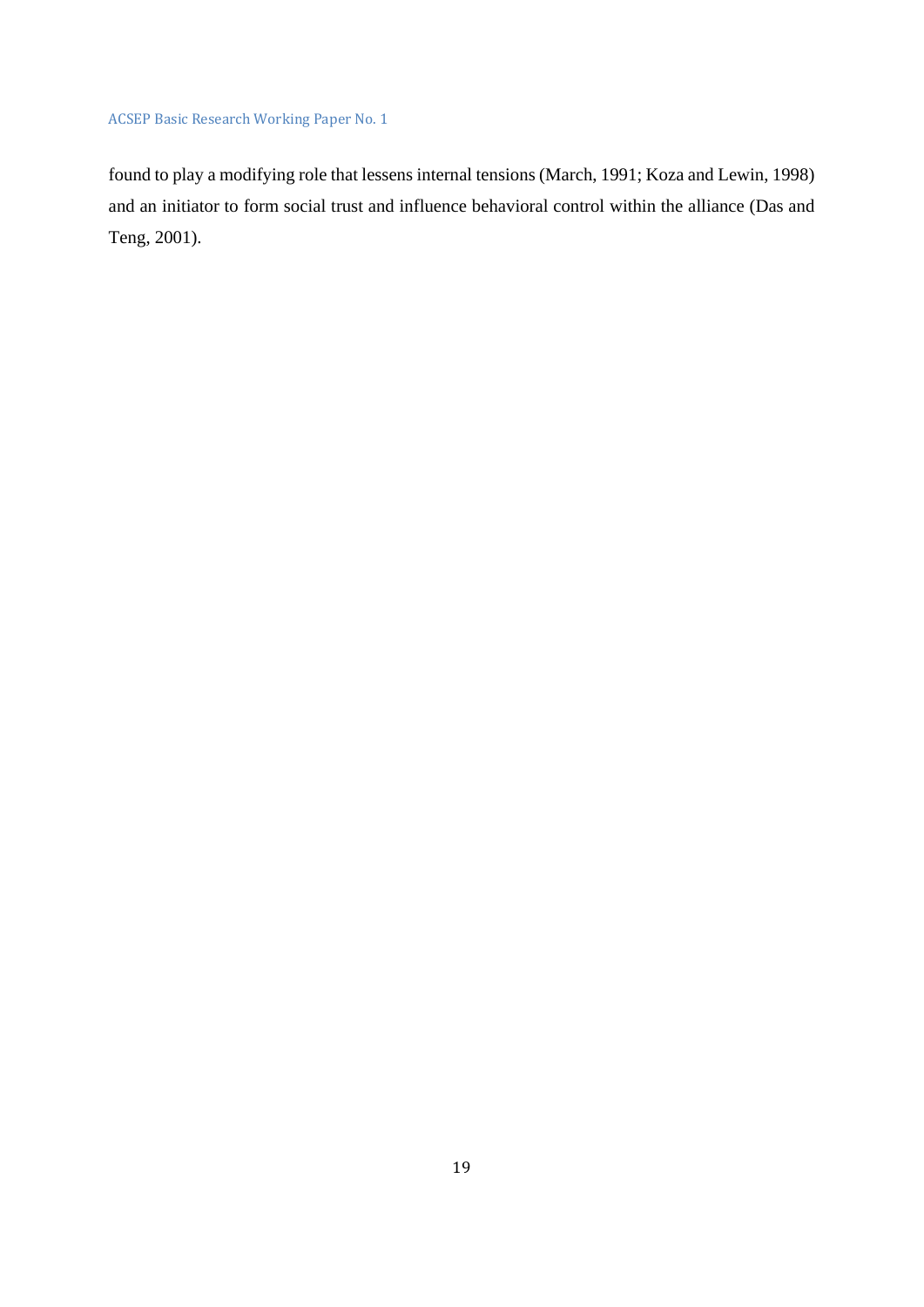found to play a modifying role that lessens internal tensions (March, 1991; Koza and Lewin, 1998) and an initiator to form social trust and influence behavioral control within the alliance (Das and Teng, 2001).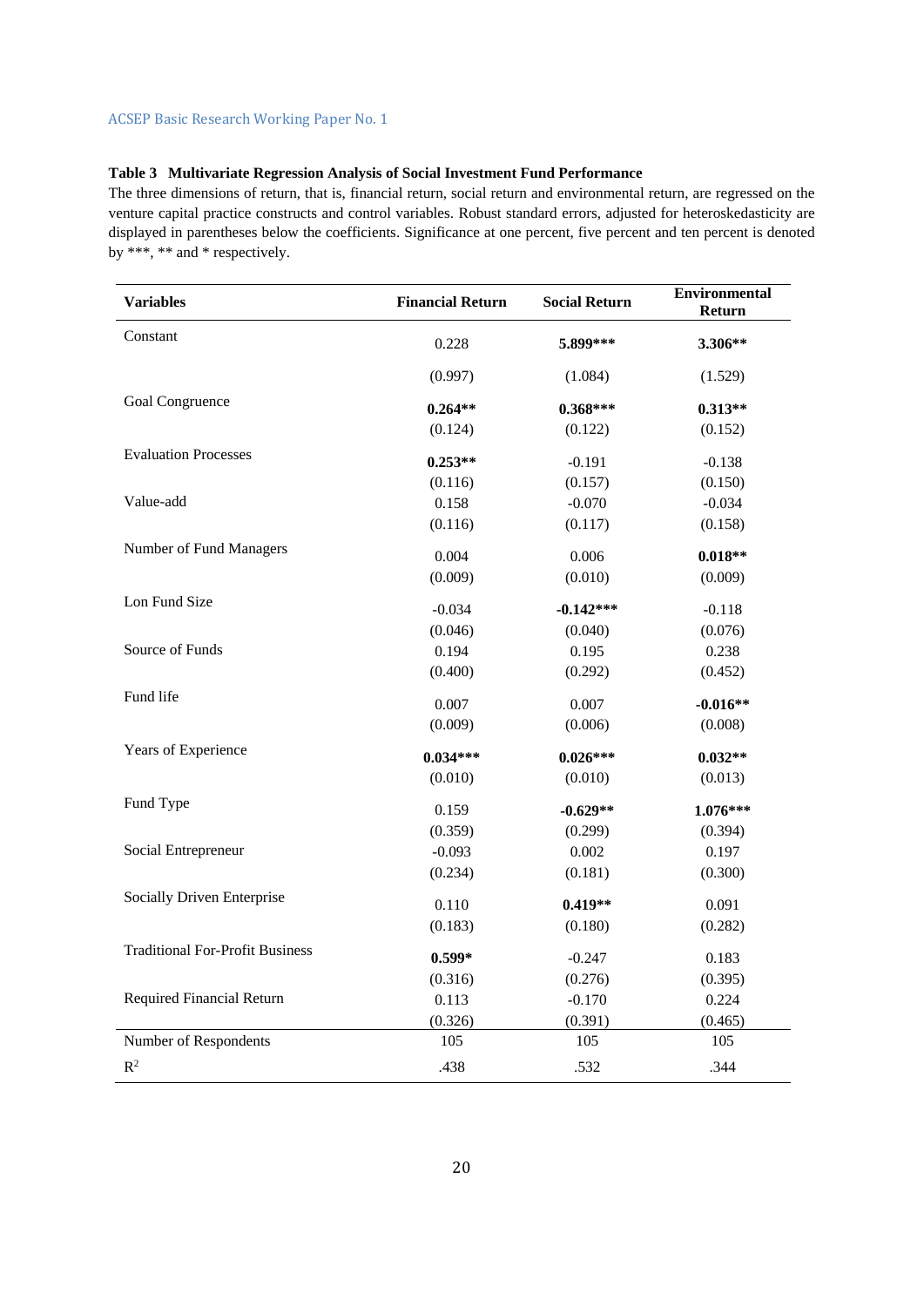**Table 3 Multivariate Regression Analysis of Social Investment Fund Performance**

The three dimensions of return, that is, financial return, social return and environmental return, are regressed on the venture capital practice constructs and control variables. Robust standard errors, adjusted for heteroskedasticity are displayed in parentheses below the coefficients. Significance at one percent, five percent and ten percent is denoted by ***, ** and * respectively.

| Variables | Financial Return | Social Return | Environmental Return |
|---|---|---|---|
| Constant | 0.228 | **5.899*** ** | **3.306** ** |
| | (0.997) | (1.084) | (1.529) |
| Goal Congruence | **0.264** ** | **0.368*** ** | **0.313** ** |
| | (0.124) | (0.122) | (0.152) |
| Evaluation Processes | **0.253** ** | -0.191 | -0.138 |
| | (0.116) | (0.157) | (0.150) |
| Value-add | 0.158 | -0.070 | -0.034 |
| | (0.116) | (0.117) | (0.158) |
| Number of Fund Managers | 0.004 | 0.006 | **0.018** ** |
| | (0.009) | (0.010) | (0.009) |
| Lon Fund Size | -0.034 | **-0.142*** ** | -0.118 |
| | (0.046) | (0.040) | (0.076) |
| Source of Funds | 0.194 | 0.195 | 0.238 |
| | (0.400) | (0.292) | (0.452) |
| Fund life | 0.007 | 0.007 | **-0.016** ** |
| | (0.009) | (0.006) | (0.008) |
| Years of Experience | **0.034*** ** | **0.026*** ** | **0.032** ** |
| | (0.010) | (0.010) | (0.013) |
| Fund Type | 0.159 | **-0.629** ** | **1.076*** ** |
| | (0.359) | (0.299) | (0.394) |
| Social Entrepreneur | -0.093 | 0.002 | 0.197 |
| | (0.234) | (0.181) | (0.300) |
| Socially Driven Enterprise | 0.110 | **0.419** ** | 0.091 |
| | (0.183) | (0.180) | (0.282) |
| Traditional For-Profit Business | **0.599*** | -0.247 | 0.183 |
| | (0.316) | (0.276) | (0.395) |
| Required Financial Return | 0.113 | -0.170 | 0.224 |
| | (0.326) | (0.391) | (0.465) |
| Number of Respondents | 105 | 105 | 105 |
| $R^2$ | .438 | .532 | .344 |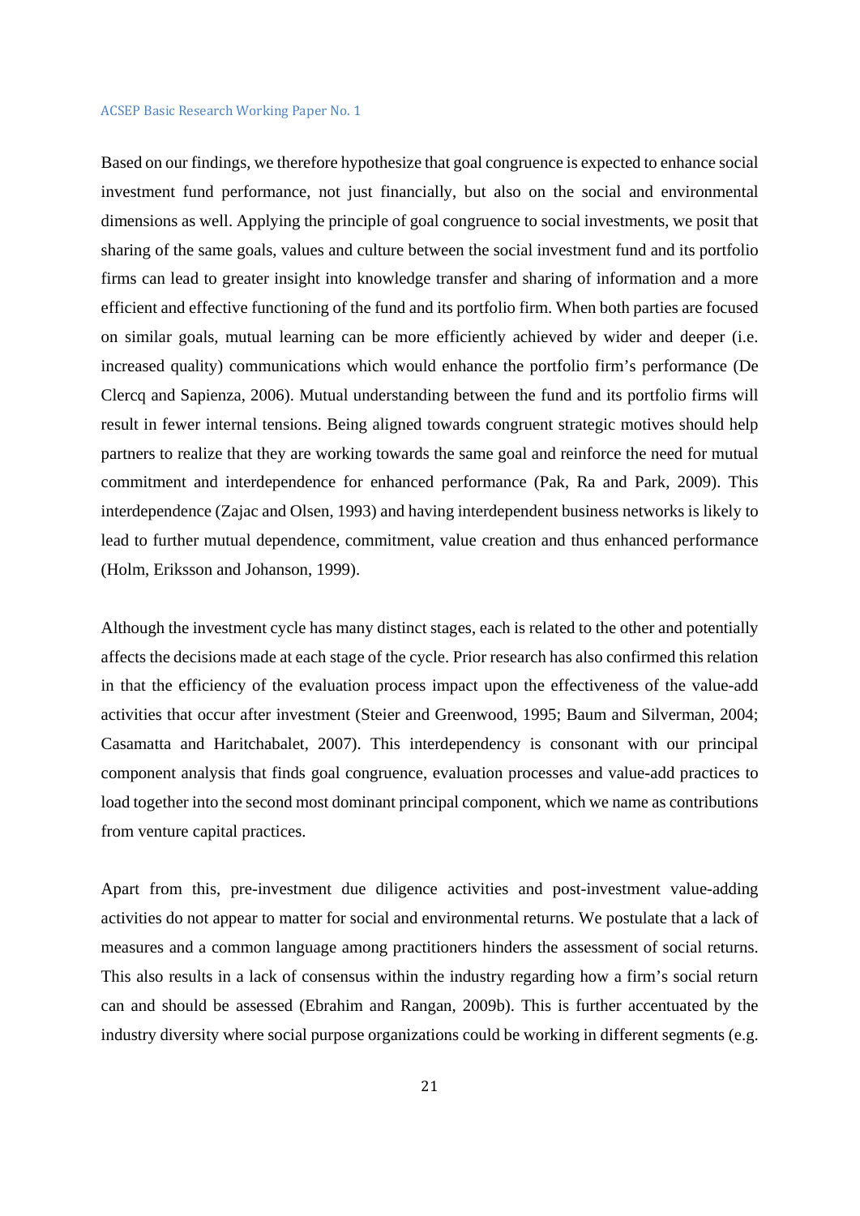Based on our findings, we therefore hypothesize that goal congruence is expected to enhance social investment fund performance, not just financially, but also on the social and environmental dimensions as well. Applying the principle of goal congruence to social investments, we posit that sharing of the same goals, values and culture between the social investment fund and its portfolio firms can lead to greater insight into knowledge transfer and sharing of information and a more efficient and effective functioning of the fund and its portfolio firm. When both parties are focused on similar goals, mutual learning can be more efficiently achieved by wider and deeper (i.e. increased quality) communications which would enhance the portfolio firm's performance (De Clercq and Sapienza, 2006). Mutual understanding between the fund and its portfolio firms will result in fewer internal tensions. Being aligned towards congruent strategic motives should help partners to realize that they are working towards the same goal and reinforce the need for mutual commitment and interdependence for enhanced performance (Pak, Ra and Park, 2009). This interdependence (Zajac and Olsen, 1993) and having interdependent business networks is likely to lead to further mutual dependence, commitment, value creation and thus enhanced performance (Holm, Eriksson and Johanson, 1999).

Although the investment cycle has many distinct stages, each is related to the other and potentially affects the decisions made at each stage of the cycle. Prior research has also confirmed this relation in that the efficiency of the evaluation process impact upon the effectiveness of the value-add activities that occur after investment (Steier and Greenwood, 1995; Baum and Silverman, 2004; Casamatta and Haritchabalet, 2007). This interdependency is consonant with our principal component analysis that finds goal congruence, evaluation processes and value-add practices to load together into the second most dominant principal component, which we name as contributions from venture capital practices.

Apart from this, pre-investment due diligence activities and post-investment value-adding activities do not appear to matter for social and environmental returns. We postulate that a lack of measures and a common language among practitioners hinders the assessment of social returns. This also results in a lack of consensus within the industry regarding how a firm's social return can and should be assessed (Ebrahim and Rangan, 2009b). This is further accentuated by the industry diversity where social purpose organizations could be working in different segments (e.g.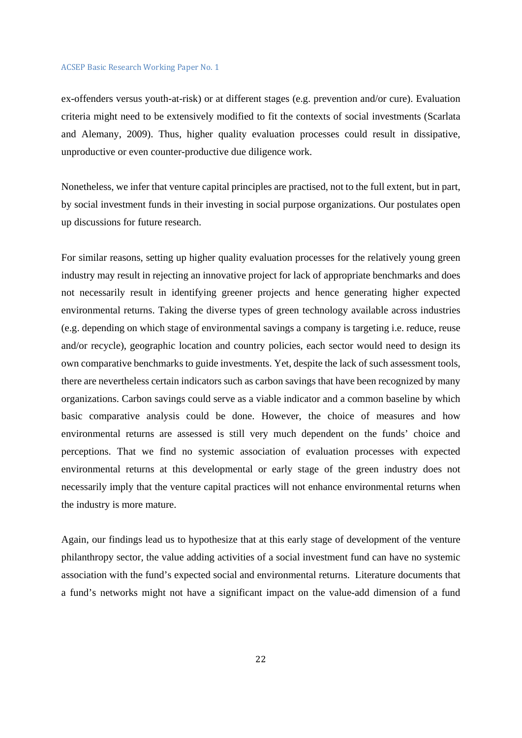ex-offenders versus youth-at-risk) or at different stages (e.g. prevention and/or cure). Evaluation criteria might need to be extensively modified to fit the contexts of social investments (Scarlata and Alemany, 2009). Thus, higher quality evaluation processes could result in dissipative, unproductive or even counter-productive due diligence work.

Nonetheless, we infer that venture capital principles are practised, not to the full extent, but in part, by social investment funds in their investing in social purpose organizations. Our postulates open up discussions for future research.

For similar reasons, setting up higher quality evaluation processes for the relatively young green industry may result in rejecting an innovative project for lack of appropriate benchmarks and does not necessarily result in identifying greener projects and hence generating higher expected environmental returns. Taking the diverse types of green technology available across industries (e.g. depending on which stage of environmental savings a company is targeting i.e. reduce, reuse and/or recycle), geographic location and country policies, each sector would need to design its own comparative benchmarks to guide investments. Yet, despite the lack of such assessment tools, there are nevertheless certain indicators such as carbon savings that have been recognized by many organizations. Carbon savings could serve as a viable indicator and a common baseline by which basic comparative analysis could be done. However, the choice of measures and how environmental returns are assessed is still very much dependent on the funds' choice and perceptions. That we find no systemic association of evaluation processes with expected environmental returns at this developmental or early stage of the green industry does not necessarily imply that the venture capital practices will not enhance environmental returns when the industry is more mature.

Again, our findings lead us to hypothesize that at this early stage of development of the venture philanthropy sector, the value adding activities of a social investment fund can have no systemic association with the fund's expected social and environmental returns. Literature documents that a fund's networks might not have a significant impact on the value-add dimension of a fund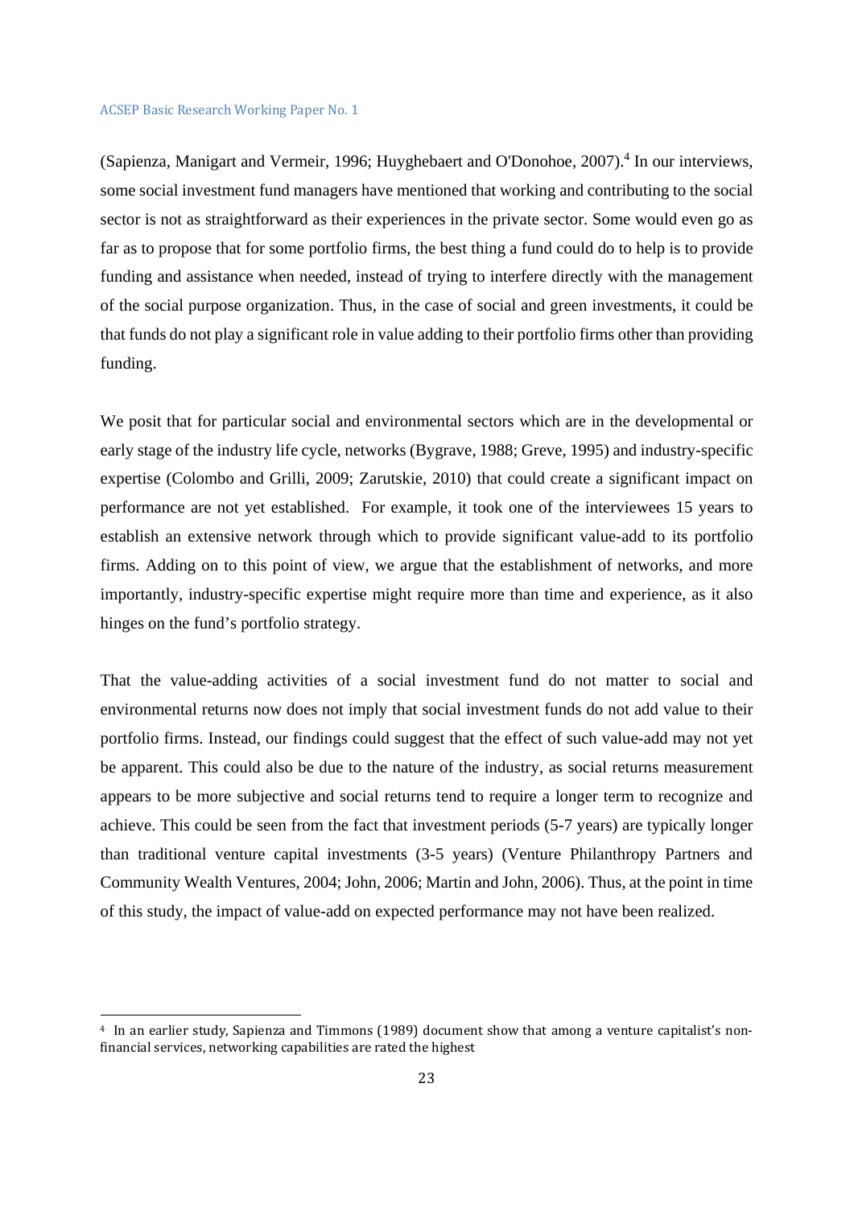(Sapienza, Manigart and Vermeir, 1996; Huyghebaert and O'Donohoe, 2007).[4] In our interviews, some social investment fund managers have mentioned that working and contributing to the social sector is not as straightforward as their experiences in the private sector. Some would even go as far as to propose that for some portfolio firms, the best thing a fund could do to help is to provide funding and assistance when needed, instead of trying to interfere directly with the management of the social purpose organization. Thus, in the case of social and green investments, it could be that funds do not play a significant role in value adding to their portfolio firms other than providing funding.

We posit that for particular social and environmental sectors which are in the developmental or early stage of the industry life cycle, networks (Bygrave, 1988; Greve, 1995) and industry-specific expertise (Colombo and Grilli, 2009; Zarutskie, 2010) that could create a significant impact on performance are not yet established. For example, it took one of the interviewees 15 years to establish an extensive network through which to provide significant value-add to its portfolio firms. Adding on to this point of view, we argue that the establishment of networks, and more importantly, industry-specific expertise might require more than time and experience, as it also hinges on the fund's portfolio strategy.

That the value-adding activities of a social investment fund do not matter to social and environmental returns now does not imply that social investment funds do not add value to their portfolio firms. Instead, our findings could suggest that the effect of such value-add may not yet be apparent. This could also be due to the nature of the industry, as social returns measurement appears to be more subjective and social returns tend to require a longer term to recognize and achieve. This could be seen from the fact that investment periods (5-7 years) are typically longer than traditional venture capital investments (3-5 years) (Venture Philanthropy Partners and Community Wealth Ventures, 2004; John, 2006; Martin and John, 2006). Thus, at the point in time of this study, the impact of value-add on expected performance may not have been realized.

[4] In an earlier study, Sapienza and Timmons (1989) document show that among a venture capitalist's non-financial services, networking capabilities are rated the highest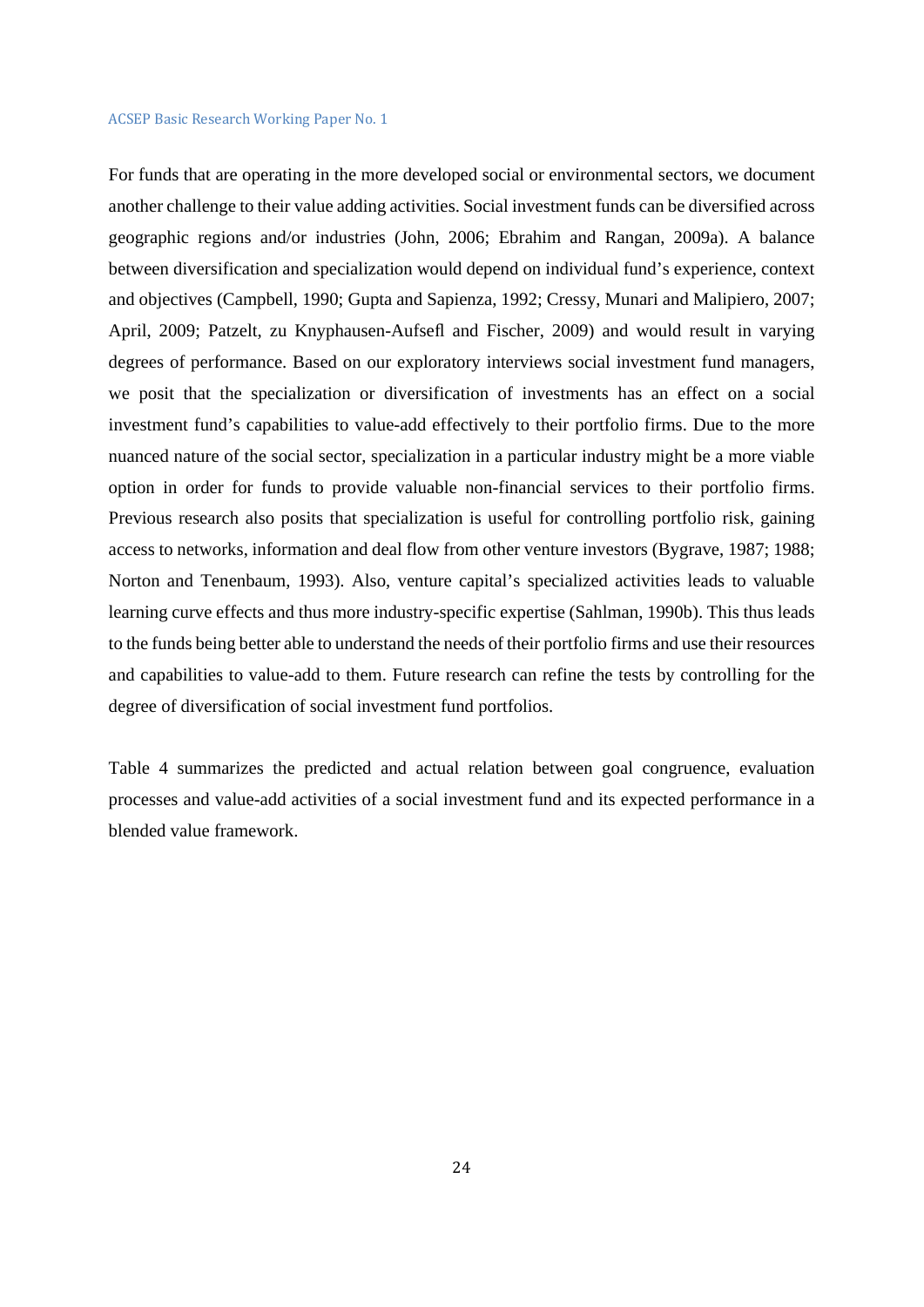For funds that are operating in the more developed social or environmental sectors, we document another challenge to their value adding activities. Social investment funds can be diversified across geographic regions and/or industries (John, 2006; Ebrahim and Rangan, 2009a). A balance between diversification and specialization would depend on individual fund's experience, context and objectives (Campbell, 1990; Gupta and Sapienza, 1992; Cressy, Munari and Malipiero, 2007; April, 2009; Patzelt, zu Knyphausen-Aufsefl and Fischer, 2009) and would result in varying degrees of performance. Based on our exploratory interviews social investment fund managers, we posit that the specialization or diversification of investments has an effect on a social investment fund's capabilities to value-add effectively to their portfolio firms. Due to the more nuanced nature of the social sector, specialization in a particular industry might be a more viable option in order for funds to provide valuable non-financial services to their portfolio firms. Previous research also posits that specialization is useful for controlling portfolio risk, gaining access to networks, information and deal flow from other venture investors (Bygrave, 1987; 1988; Norton and Tenenbaum, 1993). Also, venture capital's specialized activities leads to valuable learning curve effects and thus more industry-specific expertise (Sahlman, 1990b). This thus leads to the funds being better able to understand the needs of their portfolio firms and use their resources and capabilities to value-add to them. Future research can refine the tests by controlling for the degree of diversification of social investment fund portfolios.

Table 4 summarizes the predicted and actual relation between goal congruence, evaluation processes and value-add activities of a social investment fund and its expected performance in a blended value framework.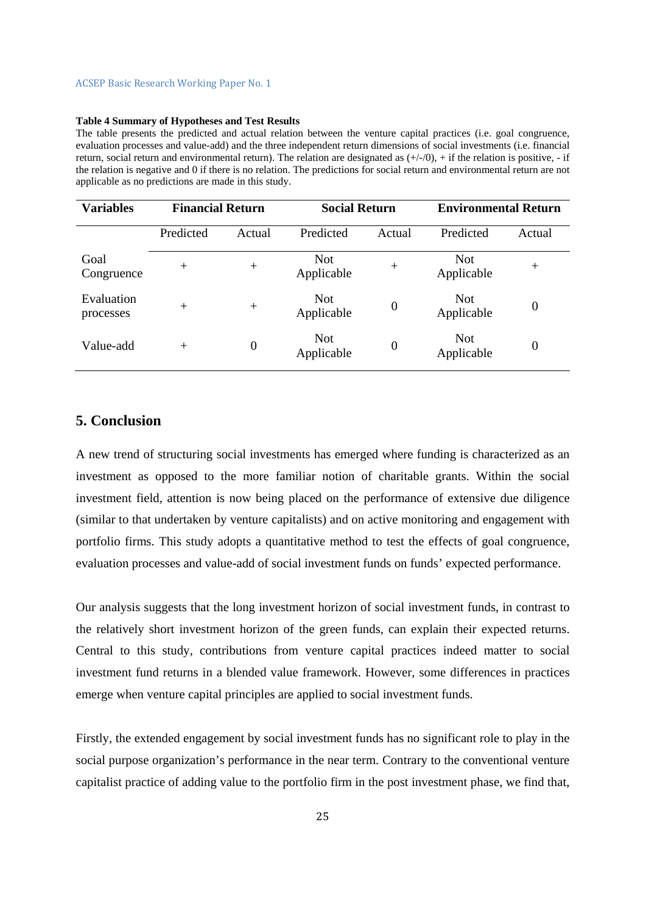**Table 4 Summary of Hypotheses and Test Results**

The table presents the predicted and actual relation between the venture capital practices (i.e. goal congruence, evaluation processes and value-add) and the three independent return dimensions of social investments (i.e. financial return, social return and environmental return). The relation are designated as (+/-/0), + if the relation is positive, - if the relation is negative and 0 if there is no relation. The predictions for social return and environmental return are not applicable as no predictions are made in this study.

| Variables | Financial Return | | Social Return | | Environmental Return | |
|---|---|---|---|---|---|---|
| | Predicted | Actual | Predicted | Actual | Predicted | Actual |
| Goal Congruence | + | + | Not Applicable | + | Not Applicable | + |
| Evaluation processes | + | + | Not Applicable | 0 | Not Applicable | 0 |
| Value-add | + | 0 | Not Applicable | 0 | Not Applicable | 0 |

## 5. Conclusion

A new trend of structuring social investments has emerged where funding is characterized as an investment as opposed to the more familiar notion of charitable grants. Within the social investment field, attention is now being placed on the performance of extensive due diligence (similar to that undertaken by venture capitalists) and on active monitoring and engagement with portfolio firms. This study adopts a quantitative method to test the effects of goal congruence, evaluation processes and value-add of social investment funds on funds' expected performance.

Our analysis suggests that the long investment horizon of social investment funds, in contrast to the relatively short investment horizon of the green funds, can explain their expected returns. Central to this study, contributions from venture capital practices indeed matter to social investment fund returns in a blended value framework. However, some differences in practices emerge when venture capital principles are applied to social investment funds.

Firstly, the extended engagement by social investment funds has no significant role to play in the social purpose organization's performance in the near term. Contrary to the conventional venture capitalist practice of adding value to the portfolio firm in the post investment phase, we find that,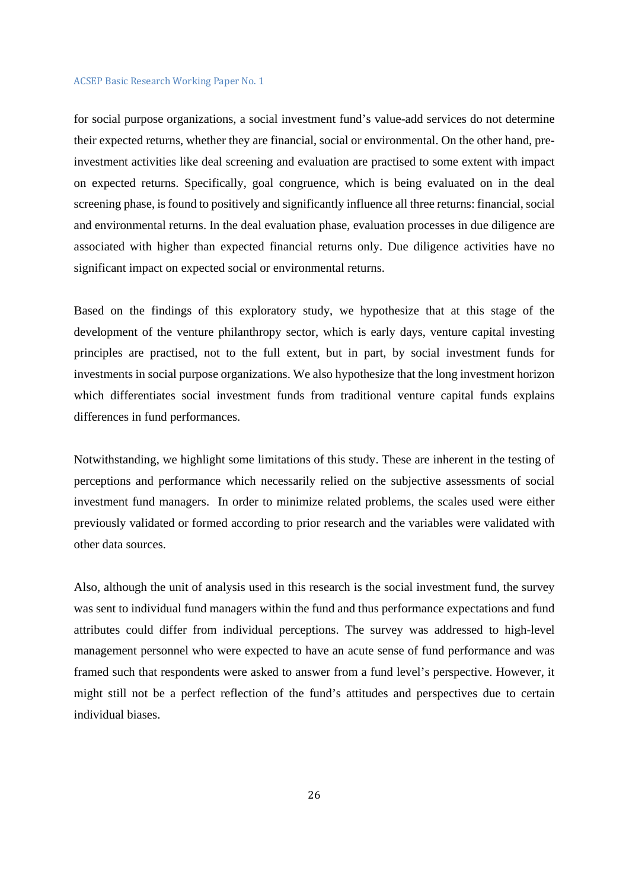for social purpose organizations, a social investment fund's value-add services do not determine their expected returns, whether they are financial, social or environmental. On the other hand, pre-investment activities like deal screening and evaluation are practised to some extent with impact on expected returns. Specifically, goal congruence, which is being evaluated on in the deal screening phase, is found to positively and significantly influence all three returns: financial, social and environmental returns. In the deal evaluation phase, evaluation processes in due diligence are associated with higher than expected financial returns only. Due diligence activities have no significant impact on expected social or environmental returns.

Based on the findings of this exploratory study, we hypothesize that at this stage of the development of the venture philanthropy sector, which is early days, venture capital investing principles are practised, not to the full extent, but in part, by social investment funds for investments in social purpose organizations. We also hypothesize that the long investment horizon which differentiates social investment funds from traditional venture capital funds explains differences in fund performances.

Notwithstanding, we highlight some limitations of this study. These are inherent in the testing of perceptions and performance which necessarily relied on the subjective assessments of social investment fund managers. In order to minimize related problems, the scales used were either previously validated or formed according to prior research and the variables were validated with other data sources.

Also, although the unit of analysis used in this research is the social investment fund, the survey was sent to individual fund managers within the fund and thus performance expectations and fund attributes could differ from individual perceptions. The survey was addressed to high-level management personnel who were expected to have an acute sense of fund performance and was framed such that respondents were asked to answer from a fund level's perspective. However, it might still not be a perfect reflection of the fund's attitudes and perspectives due to certain individual biases.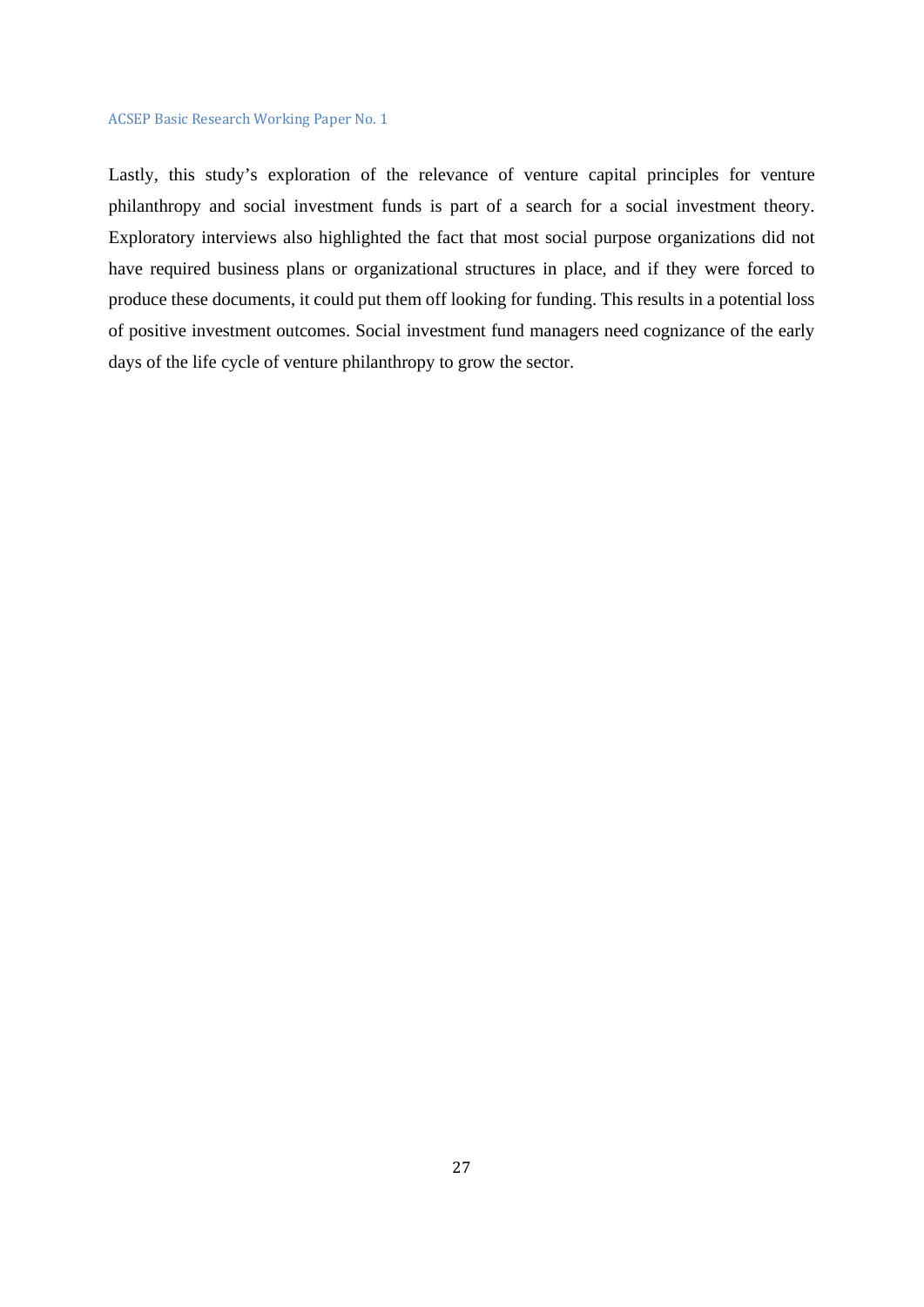Lastly, this study's exploration of the relevance of venture capital principles for venture philanthropy and social investment funds is part of a search for a social investment theory. Exploratory interviews also highlighted the fact that most social purpose organizations did not have required business plans or organizational structures in place, and if they were forced to produce these documents, it could put them off looking for funding. This results in a potential loss of positive investment outcomes. Social investment fund managers need cognizance of the early days of the life cycle of venture philanthropy to grow the sector.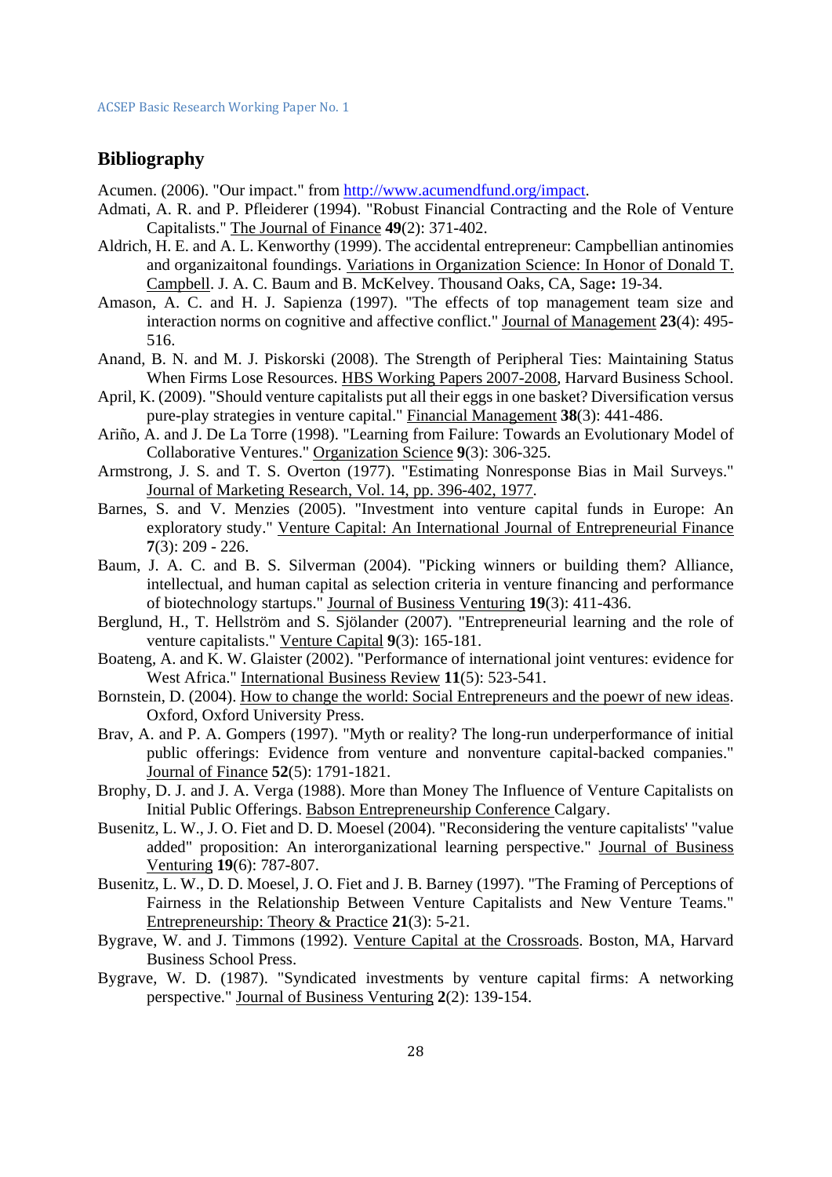## Bibliography

Acumen. (2006). "Our impact." from http://www.acumendfund.org/impact.

Admati, A. R. and P. Pfleiderer (1994). "Robust Financial Contracting and the Role of Venture Capitalists." The Journal of Finance **49**(2): 371-402.

Aldrich, H. E. and A. L. Kenworthy (1999). The accidental entrepreneur: Campbellian antinomies and organizaitonal foundings. Variations in Organization Science: In Honor of Donald T. Campbell. J. A. C. Baum and B. McKelvey. Thousand Oaks, CA, Sage**:** 19-34.

Amason, A. C. and H. J. Sapienza (1997). "The effects of top management team size and interaction norms on cognitive and affective conflict." Journal of Management **23**(4): 495-516.

Anand, B. N. and M. J. Piskorski (2008). The Strength of Peripheral Ties: Maintaining Status When Firms Lose Resources. HBS Working Papers 2007-2008, Harvard Business School.

April, K. (2009). "Should venture capitalists put all their eggs in one basket? Diversification versus pure-play strategies in venture capital." Financial Management **38**(3): 441-486.

Ariño, A. and J. De La Torre (1998). "Learning from Failure: Towards an Evolutionary Model of Collaborative Ventures." Organization Science **9**(3): 306-325.

Armstrong, J. S. and T. S. Overton (1977). "Estimating Nonresponse Bias in Mail Surveys." Journal of Marketing Research, Vol. 14, pp. 396-402, 1977.

Barnes, S. and V. Menzies (2005). "Investment into venture capital funds in Europe: An exploratory study." Venture Capital: An International Journal of Entrepreneurial Finance **7**(3): 209 - 226.

Baum, J. A. C. and B. S. Silverman (2004). "Picking winners or building them? Alliance, intellectual, and human capital as selection criteria in venture financing and performance of biotechnology startups." Journal of Business Venturing **19**(3): 411-436.

Berglund, H., T. Hellström and S. Sjölander (2007). "Entrepreneurial learning and the role of venture capitalists." Venture Capital **9**(3): 165-181.

Boateng, A. and K. W. Glaister (2002). "Performance of international joint ventures: evidence for West Africa." International Business Review **11**(5): 523-541.

Bornstein, D. (2004). How to change the world: Social Entrepreneurs and the poewr of new ideas. Oxford, Oxford University Press.

Brav, A. and P. A. Gompers (1997). "Myth or reality? The long-run underperformance of initial public offerings: Evidence from venture and nonventure capital-backed companies." Journal of Finance **52**(5): 1791-1821.

Brophy, D. J. and J. A. Verga (1988). More than Money The Influence of Venture Capitalists on Initial Public Offerings. Babson Entrepreneurship Conference Calgary.

Busenitz, L. W., J. O. Fiet and D. D. Moesel (2004). "Reconsidering the venture capitalists' "value added" proposition: An interorganizational learning perspective." Journal of Business Venturing **19**(6): 787-807.

Busenitz, L. W., D. D. Moesel, J. O. Fiet and J. B. Barney (1997). "The Framing of Perceptions of Fairness in the Relationship Between Venture Capitalists and New Venture Teams." Entrepreneurship: Theory & Practice **21**(3): 5-21.

Bygrave, W. and J. Timmons (1992). Venture Capital at the Crossroads. Boston, MA, Harvard Business School Press.

Bygrave, W. D. (1987). "Syndicated investments by venture capital firms: A networking perspective." Journal of Business Venturing **2**(2): 139-154.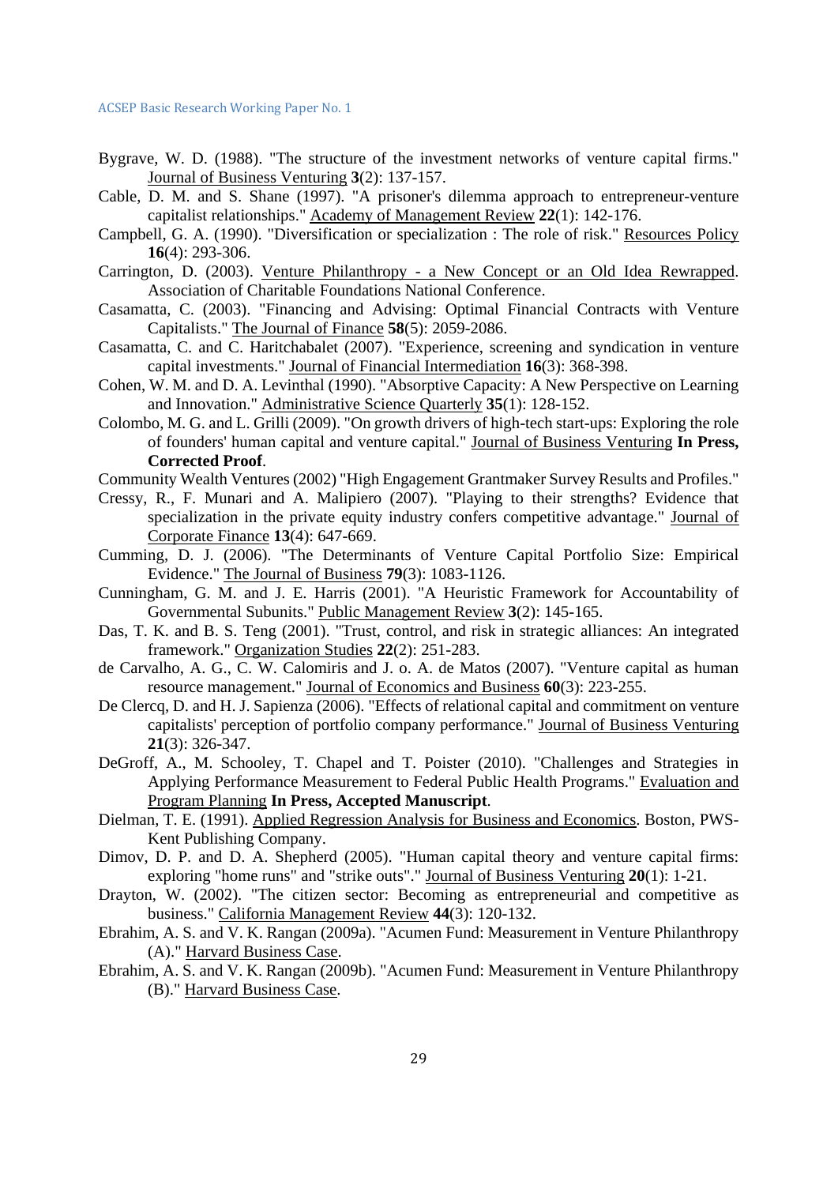Bygrave, W. D. (1988). "The structure of the investment networks of venture capital firms." Journal of Business Venturing **3**(2): 137-157.

Cable, D. M. and S. Shane (1997). "A prisoner's dilemma approach to entrepreneur-venture capitalist relationships." Academy of Management Review **22**(1): 142-176.

Campbell, G. A. (1990). "Diversification or specialization : The role of risk." Resources Policy **16**(4): 293-306.

Carrington, D. (2003). Venture Philanthropy - a New Concept or an Old Idea Rewrapped. Association of Charitable Foundations National Conference.

Casamatta, C. (2003). "Financing and Advising: Optimal Financial Contracts with Venture Capitalists." The Journal of Finance **58**(5): 2059-2086.

Casamatta, C. and C. Haritchabalet (2007). "Experience, screening and syndication in venture capital investments." Journal of Financial Intermediation **16**(3): 368-398.

Cohen, W. M. and D. A. Levinthal (1990). "Absorptive Capacity: A New Perspective on Learning and Innovation." Administrative Science Quarterly **35**(1): 128-152.

Colombo, M. G. and L. Grilli (2009). "On growth drivers of high-tech start-ups: Exploring the role of founders' human capital and venture capital." Journal of Business Venturing **In Press, Corrected Proof**.

Community Wealth Ventures (2002) "High Engagement Grantmaker Survey Results and Profiles."

Cressy, R., F. Munari and A. Malipiero (2007). "Playing to their strengths? Evidence that specialization in the private equity industry confers competitive advantage." Journal of Corporate Finance **13**(4): 647-669.

Cumming, D. J. (2006). "The Determinants of Venture Capital Portfolio Size: Empirical Evidence." The Journal of Business **79**(3): 1083-1126.

Cunningham, G. M. and J. E. Harris (2001). "A Heuristic Framework for Accountability of Governmental Subunits." Public Management Review **3**(2): 145-165.

Das, T. K. and B. S. Teng (2001). "Trust, control, and risk in strategic alliances: An integrated framework." Organization Studies **22**(2): 251-283.

de Carvalho, A. G., C. W. Calomiris and J. o. A. de Matos (2007). "Venture capital as human resource management." Journal of Economics and Business **60**(3): 223-255.

De Clercq, D. and H. J. Sapienza (2006). "Effects of relational capital and commitment on venture capitalists' perception of portfolio company performance." Journal of Business Venturing **21**(3): 326-347.

DeGroff, A., M. Schooley, T. Chapel and T. Poister (2010). "Challenges and Strategies in Applying Performance Measurement to Federal Public Health Programs." Evaluation and Program Planning **In Press, Accepted Manuscript**.

Dielman, T. E. (1991). Applied Regression Analysis for Business and Economics. Boston, PWS-Kent Publishing Company.

Dimov, D. P. and D. A. Shepherd (2005). "Human capital theory and venture capital firms: exploring "home runs" and "strike outs"." Journal of Business Venturing **20**(1): 1-21.

Drayton, W. (2002). "The citizen sector: Becoming as entrepreneurial and competitive as business." California Management Review **44**(3): 120-132.

Ebrahim, A. S. and V. K. Rangan (2009a). "Acumen Fund: Measurement in Venture Philanthropy (A)." Harvard Business Case.

Ebrahim, A. S. and V. K. Rangan (2009b). "Acumen Fund: Measurement in Venture Philanthropy (B)." Harvard Business Case.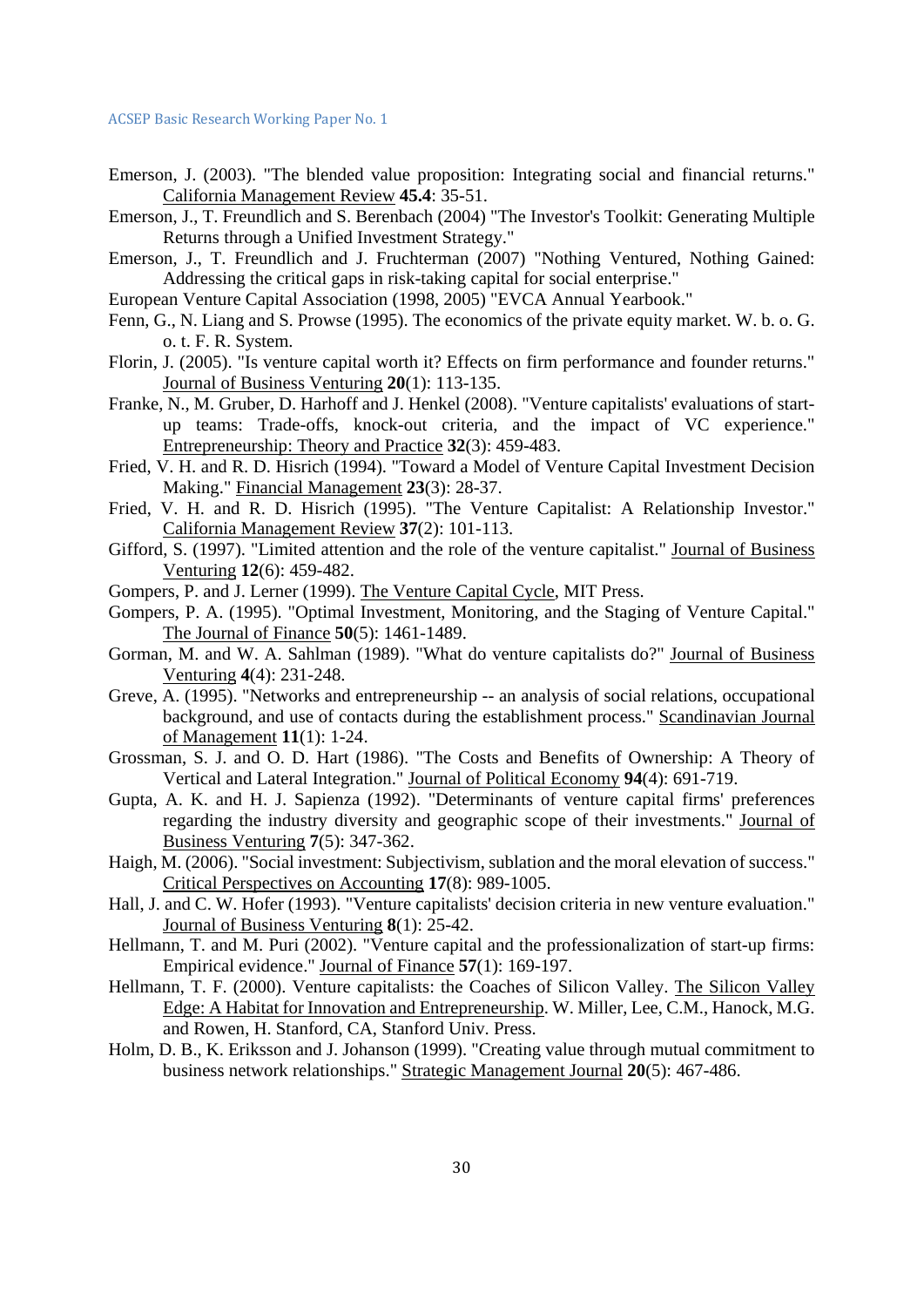Emerson, J. (2003). "The blended value proposition: Integrating social and financial returns." California Management Review **45.4**: 35-51.

Emerson, J., T. Freundlich and S. Berenbach (2004) "The Investor's Toolkit: Generating Multiple Returns through a Unified Investment Strategy."

Emerson, J., T. Freundlich and J. Fruchterman (2007) "Nothing Ventured, Nothing Gained: Addressing the critical gaps in risk-taking capital for social enterprise."

European Venture Capital Association (1998, 2005) "EVCA Annual Yearbook."

Fenn, G., N. Liang and S. Prowse (1995). The economics of the private equity market. W. b. o. G. o. t. F. R. System.

Florin, J. (2005). "Is venture capital worth it? Effects on firm performance and founder returns." Journal of Business Venturing **20**(1): 113-135.

Franke, N., M. Gruber, D. Harhoff and J. Henkel (2008). "Venture capitalists' evaluations of start-up teams: Trade-offs, knock-out criteria, and the impact of VC experience." Entrepreneurship: Theory and Practice **32**(3): 459-483.

Fried, V. H. and R. D. Hisrich (1994). "Toward a Model of Venture Capital Investment Decision Making." Financial Management **23**(3): 28-37.

Fried, V. H. and R. D. Hisrich (1995). "The Venture Capitalist: A Relationship Investor." California Management Review **37**(2): 101-113.

Gifford, S. (1997). "Limited attention and the role of the venture capitalist." Journal of Business Venturing **12**(6): 459-482.

Gompers, P. and J. Lerner (1999). The Venture Capital Cycle, MIT Press.

Gompers, P. A. (1995). "Optimal Investment, Monitoring, and the Staging of Venture Capital." The Journal of Finance **50**(5): 1461-1489.

Gorman, M. and W. A. Sahlman (1989). "What do venture capitalists do?" Journal of Business Venturing **4**(4): 231-248.

Greve, A. (1995). "Networks and entrepreneurship -- an analysis of social relations, occupational background, and use of contacts during the establishment process." Scandinavian Journal of Management **11**(1): 1-24.

Grossman, S. J. and O. D. Hart (1986). "The Costs and Benefits of Ownership: A Theory of Vertical and Lateral Integration." Journal of Political Economy **94**(4): 691-719.

Gupta, A. K. and H. J. Sapienza (1992). "Determinants of venture capital firms' preferences regarding the industry diversity and geographic scope of their investments." Journal of Business Venturing **7**(5): 347-362.

Haigh, M. (2006). "Social investment: Subjectivism, sublation and the moral elevation of success." Critical Perspectives on Accounting **17**(8): 989-1005.

Hall, J. and C. W. Hofer (1993). "Venture capitalists' decision criteria in new venture evaluation." Journal of Business Venturing **8**(1): 25-42.

Hellmann, T. and M. Puri (2002). "Venture capital and the professionalization of start-up firms: Empirical evidence." Journal of Finance **57**(1): 169-197.

Hellmann, T. F. (2000). Venture capitalists: the Coaches of Silicon Valley. The Silicon Valley Edge: A Habitat for Innovation and Entrepreneurship. W. Miller, Lee, C.M., Hanock, M.G. and Rowen, H. Stanford, CA, Stanford Univ. Press.

Holm, D. B., K. Eriksson and J. Johanson (1999). "Creating value through mutual commitment to business network relationships." Strategic Management Journal **20**(5): 467-486.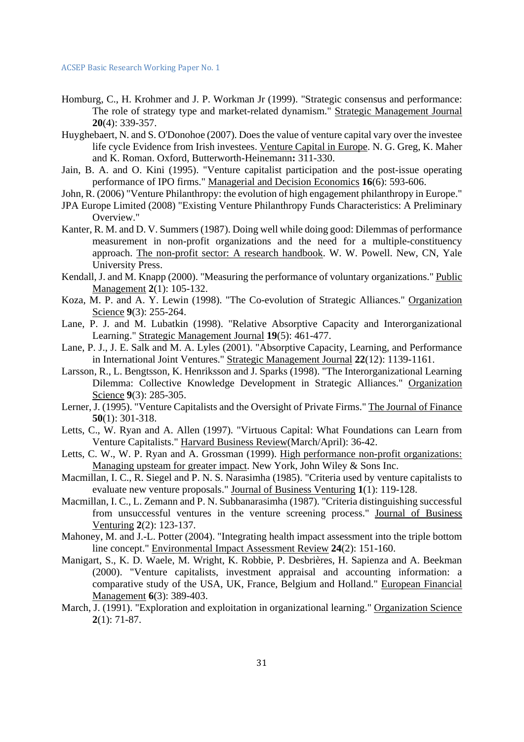Homburg, C., H. Krohmer and J. P. Workman Jr (1999). "Strategic consensus and performance: The role of strategy type and market-related dynamism." Strategic Management Journal **20**(4): 339-357.

Huyghebaert, N. and S. O'Donohoe (2007). Does the value of venture capital vary over the investee life cycle Evidence from Irish investees. Venture Capital in Europe. N. G. Greg, K. Maher and K. Roman. Oxford, Butterworth-Heinemann**:** 311-330.

Jain, B. A. and O. Kini (1995). "Venture capitalist participation and the post-issue operating performance of IPO firms." Managerial and Decision Economics **16**(6): 593-606.

John, R. (2006) "Venture Philanthropy: the evolution of high engagement philanthropy in Europe."

JPA Europe Limited (2008) "Existing Venture Philanthropy Funds Characteristics: A Preliminary Overview."

Kanter, R. M. and D. V. Summers (1987). Doing well while doing good: Dilemmas of performance measurement in non-profit organizations and the need for a multiple-constituency approach. The non-profit sector: A research handbook. W. W. Powell. New, CN, Yale University Press.

Kendall, J. and M. Knapp (2000). "Measuring the performance of voluntary organizations." Public Management **2**(1): 105-132.

Koza, M. P. and A. Y. Lewin (1998). "The Co-evolution of Strategic Alliances." Organization Science **9**(3): 255-264.

Lane, P. J. and M. Lubatkin (1998). "Relative Absorptive Capacity and Interorganizational Learning." Strategic Management Journal **19**(5): 461-477.

Lane, P. J., J. E. Salk and M. A. Lyles (2001). "Absorptive Capacity, Learning, and Performance in International Joint Ventures." Strategic Management Journal **22**(12): 1139-1161.

Larsson, R., L. Bengtsson, K. Henriksson and J. Sparks (1998). "The Interorganizational Learning Dilemma: Collective Knowledge Development in Strategic Alliances." Organization Science **9**(3): 285-305.

Lerner, J. (1995). "Venture Capitalists and the Oversight of Private Firms." The Journal of Finance **50**(1): 301-318.

Letts, C., W. Ryan and A. Allen (1997). "Virtuous Capital: What Foundations can Learn from Venture Capitalists." Harvard Business Review(March/April): 36-42.

Letts, C. W., W. P. Ryan and A. Grossman (1999). High performance non-profit organizations: Managing upsteam for greater impact. New York, John Wiley & Sons Inc.

Macmillan, I. C., R. Siegel and P. N. S. Narasimha (1985). "Criteria used by venture capitalists to evaluate new venture proposals." Journal of Business Venturing **1**(1): 119-128.

Macmillan, I. C., L. Zemann and P. N. Subbanarasimha (1987). "Criteria distinguishing successful from unsuccessful ventures in the venture screening process." Journal of Business Venturing **2**(2): 123-137.

Mahoney, M. and J.-L. Potter (2004). "Integrating health impact assessment into the triple bottom line concept." Environmental Impact Assessment Review **24**(2): 151-160.

Manigart, S., K. D. Waele, M. Wright, K. Robbie, P. Desbrières, H. Sapienza and A. Beekman (2000). "Venture capitalists, investment appraisal and accounting information: a comparative study of the USA, UK, France, Belgium and Holland." European Financial Management **6**(3): 389-403.

March, J. (1991). "Exploration and exploitation in organizational learning." Organization Science **2**(1): 71-87.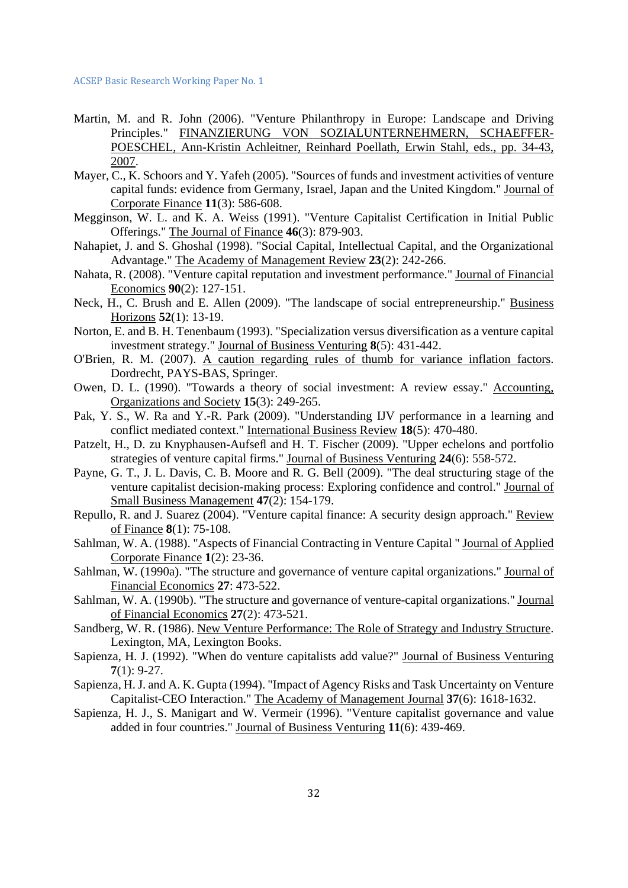Martin, M. and R. John (2006). "Venture Philanthropy in Europe: Landscape and Driving Principles." FINANZIERUNG VON SOZIALUNTERNEHMERN, SCHAEFFER-POESCHEL, Ann-Kristin Achleitner, Reinhard Poellath, Erwin Stahl, eds., pp. 34-43, 2007.

Mayer, C., K. Schoors and Y. Yafeh (2005). "Sources of funds and investment activities of venture capital funds: evidence from Germany, Israel, Japan and the United Kingdom." Journal of Corporate Finance **11**(3): 586-608.

Megginson, W. L. and K. A. Weiss (1991). "Venture Capitalist Certification in Initial Public Offerings." The Journal of Finance **46**(3): 879-903.

Nahapiet, J. and S. Ghoshal (1998). "Social Capital, Intellectual Capital, and the Organizational Advantage." The Academy of Management Review **23**(2): 242-266.

Nahata, R. (2008). "Venture capital reputation and investment performance." Journal of Financial Economics **90**(2): 127-151.

Neck, H., C. Brush and E. Allen (2009). "The landscape of social entrepreneurship." Business Horizons **52**(1): 13-19.

Norton, E. and B. H. Tenenbaum (1993). "Specialization versus diversification as a venture capital investment strategy." Journal of Business Venturing **8**(5): 431-442.

O'Brien, R. M. (2007). A caution regarding rules of thumb for variance inflation factors. Dordrecht, PAYS-BAS, Springer.

Owen, D. L. (1990). "Towards a theory of social investment: A review essay." Accounting, Organizations and Society **15**(3): 249-265.

Pak, Y. S., W. Ra and Y.-R. Park (2009). "Understanding IJV performance in a learning and conflict mediated context." International Business Review **18**(5): 470-480.

Patzelt, H., D. zu Knyphausen-Aufseß and H. T. Fischer (2009). "Upper echelons and portfolio strategies of venture capital firms." Journal of Business Venturing **24**(6): 558-572.

Payne, G. T., J. L. Davis, C. B. Moore and R. G. Bell (2009). "The deal structuring stage of the venture capitalist decision-making process: Exploring confidence and control." Journal of Small Business Management **47**(2): 154-179.

Repullo, R. and J. Suarez (2004). "Venture capital finance: A security design approach." Review of Finance **8**(1): 75-108.

Sahlman, W. A. (1988). "Aspects of Financial Contracting in Venture Capital " Journal of Applied Corporate Finance **1**(2): 23-36.

Sahlman, W. (1990a). "The structure and governance of venture capital organizations." Journal of Financial Economics **27**: 473-522.

Sahlman, W. A. (1990b). "The structure and governance of venture-capital organizations." Journal of Financial Economics **27**(2): 473-521.

Sandberg, W. R. (1986). New Venture Performance: The Role of Strategy and Industry Structure. Lexington, MA, Lexington Books.

Sapienza, H. J. (1992). "When do venture capitalists add value?" Journal of Business Venturing **7**(1): 9-27.

Sapienza, H. J. and A. K. Gupta (1994). "Impact of Agency Risks and Task Uncertainty on Venture Capitalist-CEO Interaction." The Academy of Management Journal **37**(6): 1618-1632.

Sapienza, H. J., S. Manigart and W. Vermeir (1996). "Venture capitalist governance and value added in four countries." Journal of Business Venturing **11**(6): 439-469.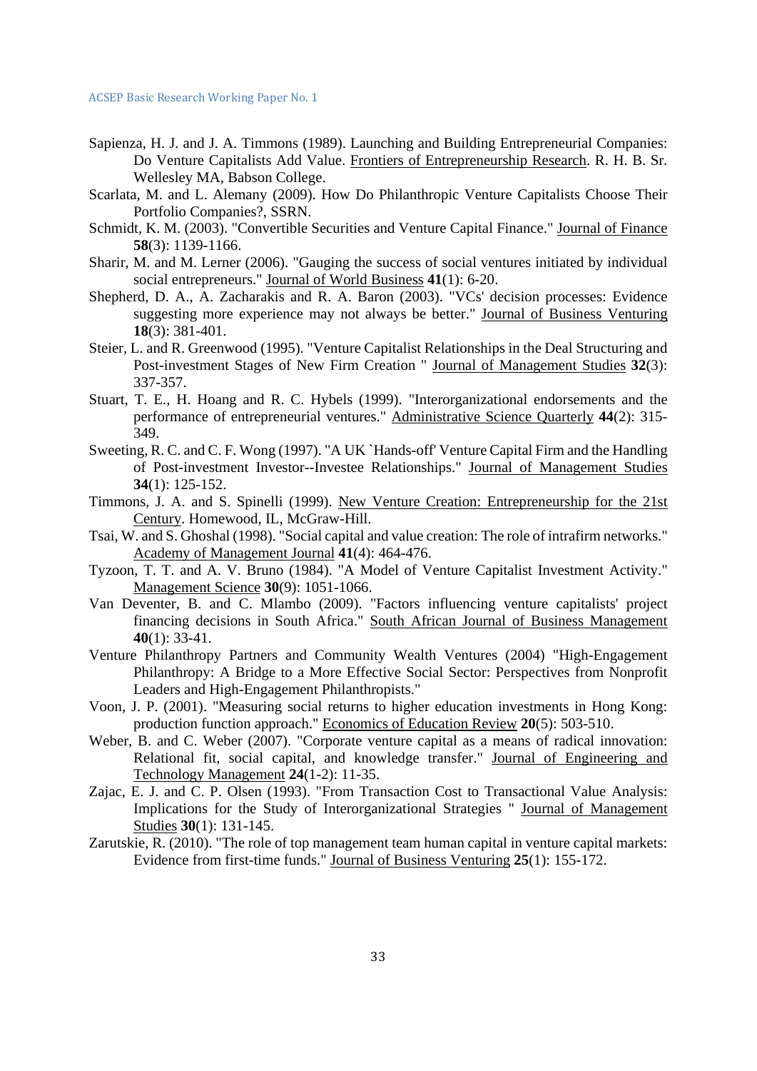Sapienza, H. J. and J. A. Timmons (1989). Launching and Building Entrepreneurial Companies: Do Venture Capitalists Add Value. Frontiers of Entrepreneurship Research. R. H. B. Sr. Wellesley MA, Babson College.

Scarlata, M. and L. Alemany (2009). How Do Philanthropic Venture Capitalists Choose Their Portfolio Companies?, SSRN.

Schmidt, K. M. (2003). "Convertible Securities and Venture Capital Finance." Journal of Finance **58**(3): 1139-1166.

Sharir, M. and M. Lerner (2006). "Gauging the success of social ventures initiated by individual social entrepreneurs." Journal of World Business **41**(1): 6-20.

Shepherd, D. A., A. Zacharakis and R. A. Baron (2003). "VCs' decision processes: Evidence suggesting more experience may not always be better." Journal of Business Venturing **18**(3): 381-401.

Steier, L. and R. Greenwood (1995). "Venture Capitalist Relationships in the Deal Structuring and Post-investment Stages of New Firm Creation " Journal of Management Studies **32**(3): 337-357.

Stuart, T. E., H. Hoang and R. C. Hybels (1999). "Interorganizational endorsements and the performance of entrepreneurial ventures." Administrative Science Quarterly **44**(2): 315-349.

Sweeting, R. C. and C. F. Wong (1997). "A UK `Hands-off' Venture Capital Firm and the Handling of Post-investment Investor--Investee Relationships." Journal of Management Studies **34**(1): 125-152.

Timmons, J. A. and S. Spinelli (1999). New Venture Creation: Entrepreneurship for the 21st Century. Homewood, IL, McGraw-Hill.

Tsai, W. and S. Ghoshal (1998). "Social capital and value creation: The role of intrafirm networks." Academy of Management Journal **41**(4): 464-476.

Tyzoon, T. T. and A. V. Bruno (1984). "A Model of Venture Capitalist Investment Activity." Management Science **30**(9): 1051-1066.

Van Deventer, B. and C. Mlambo (2009). "Factors influencing venture capitalists' project financing decisions in South Africa." South African Journal of Business Management **40**(1): 33-41.

Venture Philanthropy Partners and Community Wealth Ventures (2004) "High-Engagement Philanthropy: A Bridge to a More Effective Social Sector: Perspectives from Nonprofit Leaders and High-Engagement Philanthropists."

Voon, J. P. (2001). "Measuring social returns to higher education investments in Hong Kong: production function approach." Economics of Education Review **20**(5): 503-510.

Weber, B. and C. Weber (2007). "Corporate venture capital as a means of radical innovation: Relational fit, social capital, and knowledge transfer." Journal of Engineering and Technology Management **24**(1-2): 11-35.

Zajac, E. J. and C. P. Olsen (1993). "From Transaction Cost to Transactional Value Analysis: Implications for the Study of Interorganizational Strategies " Journal of Management Studies **30**(1): 131-145.

Zarutskie, R. (2010). "The role of top management team human capital in venture capital markets: Evidence from first-time funds." Journal of Business Venturing **25**(1): 155-172.